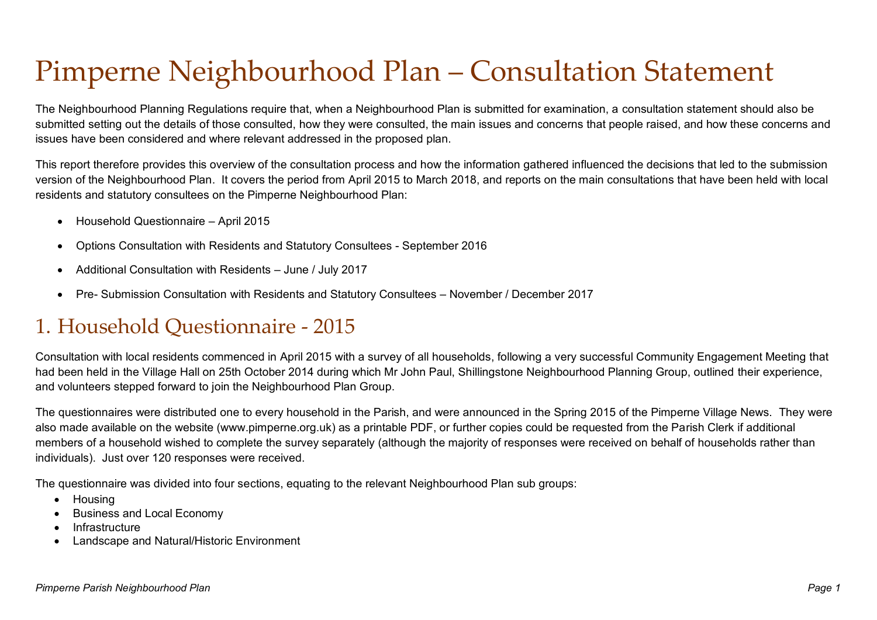# Pimperne Neighbourhood Plan – Consultation Statement

The Neighbourhood Planning Regulations require that, when a Neighbourhood Plan is submitted for examination, a consultation statement should also be submitted setting out the details of those consulted, how they were consulted, the main issues and concerns that people raised, and how these concerns and issues have been considered and where relevant addressed in the proposed plan.

This report therefore provides this overview of the consultation process and how the information gathered influenced the decisions that led to the submission version of the Neighbourhood Plan. It covers the period from April 2015 to March 2018, and reports on the main consultations that have been held with local residents and statutory consultees on the Pimperne Neighbourhood Plan:

- Household Questionnaire – April 2015
- Options Consultation with Residents and Statutory Consultees - September 2016
- Additional Consultation with Residents – June / July 2017
- Pre- Submission Consultation with Residents and Statutory Consultees – November / December 2017

## 1. Household Questionnaire - 2015

Consultation with local residents commenced in April 2015 with a survey of all households, following a very successful Community Engagement Meeting that had been held in the Village Hall on 25th October 2014 during which Mr John Paul, Shillingstone Neighbourhood Planning Group, outlined their experience, and volunteers stepped forward to join the Neighbourhood Plan Group.

The questionnaires were distributed one to every household in the Parish, and were announced in the Spring 2015 of the Pimperne Village News. They were also made available on the website (www.pimperne.org.uk) as a printable PDF, or further copies could be requested from the Parish Clerk if additional members of a household wished to complete the survey separately (although the majority of responses were received on behalf of households rather than individuals). Just over 120 responses were received.

The questionnaire was divided into four sections, equating to the relevant Neighbourhood Plan sub groups:

- Housing
- Business and Local Economy
- Infrastructure
- Landscape and Natural/Historic Environment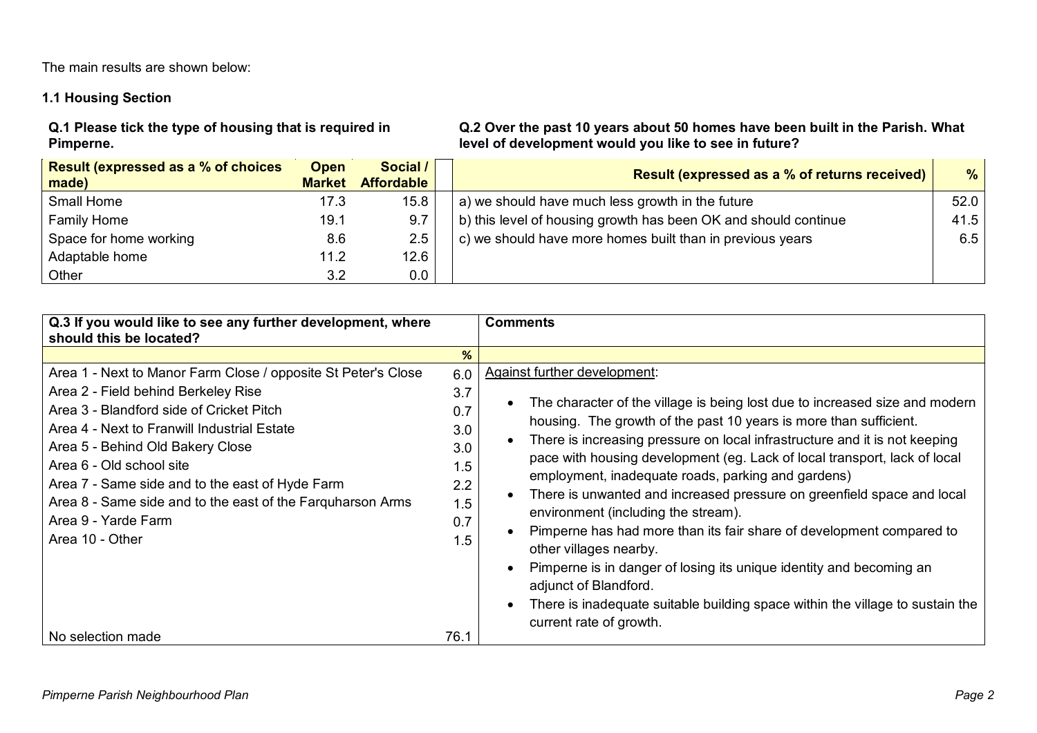The main results are shown below:

**1.1 Housing Section**

**Q.1 Please tick the type of housing that is required in Pimperne.**

| Result (expressed as a % of choices made) | Open Market | Social / Affordable |
|---|---|---|
| Small Home | 17.3 | 15.8 |
| Family Home | 19.1 | 9.7 |
| Space for home working | 8.6 | 2.5 |
| Adaptable home | 11.2 | 12.6 |
| Other | 3.2 | 0.0 |

**Q.2 Over the past 10 years about 50 homes have been built in the Parish. What level of development would you like to see in future?**

| Result (expressed as a % of returns received) | % |
|---|---|
| a) we should have much less growth in the future | 52.0 |
| b) this level of housing growth has been OK and should continue | 41.5 |
| c) we should have more homes built than in previous years | 6.5 |

| Q.3 If you would like to see any further development, where should this be located? | % |
|---|---|
| Area 1 - Next to Manor Farm Close / opposite St Peter's Close | 6.0 |
| Area 2 - Field behind Berkeley Rise | 3.7 |
| Area 3 - Blandford side of Cricket Pitch | 0.7 |
| Area 4 - Next to Franwill Industrial Estate | 3.0 |
| Area 5 - Behind Old Bakery Close | 3.0 |
| Area 6 - Old school site | 1.5 |
| Area 7 - Same side and to the east of Hyde Farm | 2.2 |
| Area 8 - Same side and to the east of the Farquharson Arms | 1.5 |
| Area 9 - Yarde Farm | 0.7 |
| Area 10 - Other | 1.5 |
| No selection made | 76.1 |

**Comments**

Against further development:

- The character of the village is being lost due to increased size and modern housing. The growth of the past 10 years is more than sufficient.
- There is increasing pressure on local infrastructure and it is not keeping pace with housing development (eg. Lack of local transport, lack of local employment, inadequate roads, parking and gardens)
- There is unwanted and increased pressure on greenfield space and local environment (including the stream).
- Pimperne has had more than its fair share of development compared to other villages nearby.
- Pimperne is in danger of losing its unique identity and becoming an adjunct of Blandford.
- There is inadequate suitable building space within the village to sustain the current rate of growth.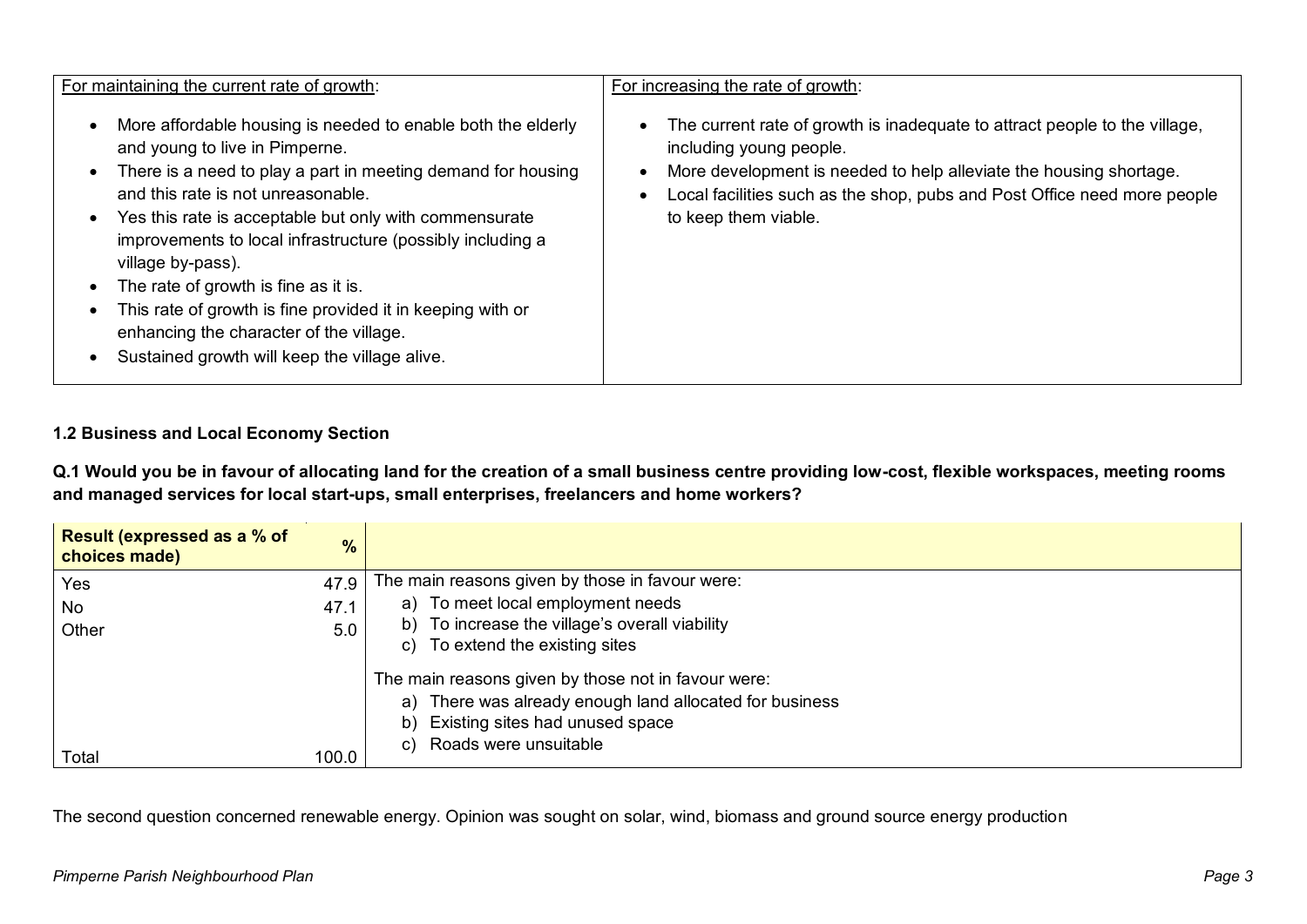| For maintaining the current rate of growth: | For increasing the rate of growth: |
| --- | --- |
| • More affordable housing is needed to enable both the elderly and young to live in Pimperne.<br>• There is a need to play a part in meeting demand for housing and this rate is not unreasonable.<br>• Yes this rate is acceptable but only with commensurate improvements to local infrastructure (possibly including a village by-pass).<br>• The rate of growth is fine as it is.<br>• This rate of growth is fine provided it in keeping with or enhancing the character of the village.<br>• Sustained growth will keep the village alive. | • The current rate of growth is inadequate to attract people to the village, including young people.<br>• More development is needed to help alleviate the housing shortage.<br>• Local facilities such as the shop, pubs and Post Office need more people to keep them viable. |

### 1.2 Business and Local Economy Section

**Q.1 Would you be in favour of allocating land for the creation of a small business centre providing low-cost, flexible workspaces, meeting rooms and managed services for local start-ups, small enterprises, freelancers and home workers?**

| Result (expressed as a % of choices made) | % | |
| --- | --- | --- |
| Yes | 47.9 | The main reasons given by those in favour were:<br>a) To meet local employment needs<br>b) To increase the village's overall viability<br>c) To extend the existing sites |
| No | 47.1 | The main reasons given by those not in favour were:<br>a) There was already enough land allocated for business<br>b) Existing sites had unused space<br>c) Roads were unsuitable |
| Other | 5.0 | |
| Total | 100.0 | |

The second question concerned renewable energy. Opinion was sought on solar, wind, biomass and ground source energy production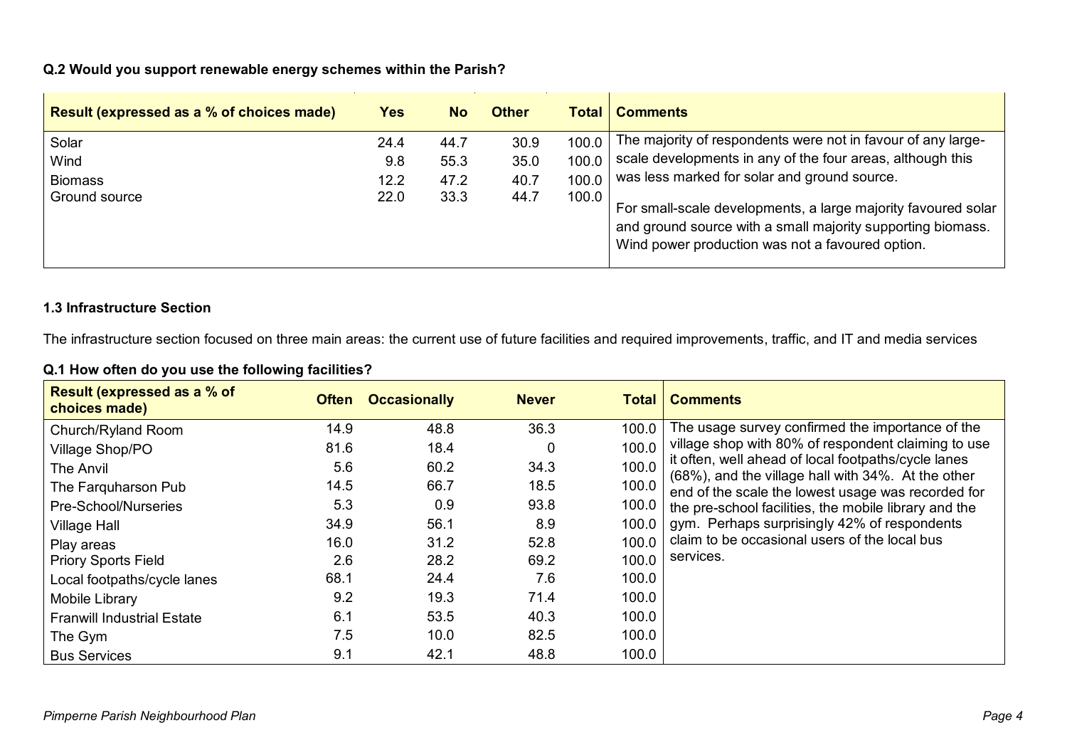**Q.2 Would you support renewable energy schemes within the Parish?**

| Result (expressed as a % of choices made) | Yes | No | Other | Total | Comments |
|---|---|---|---|---|---|
| Solar | 24.4 | 44.7 | 30.9 | 100.0 | The majority of respondents were not in favour of any large-scale developments in any of the four areas, although this was less marked for solar and ground source. For small-scale developments, a large majority favoured solar and ground source with a small majority supporting biomass. Wind power production was not a favoured option. |
| Wind | 9.8 | 55.3 | 35.0 | 100.0 | |
| Biomass | 12.2 | 47.2 | 40.7 | 100.0 | |
| Ground source | 22.0 | 33.3 | 44.7 | 100.0 | |

**1.3 Infrastructure Section**

The infrastructure section focused on three main areas: the current use of future facilities and required improvements, traffic, and IT and media services

**Q.1 How often do you use the following facilities?**

| Result (expressed as a % of choices made) | Often | Occasionally | Never | Total | Comments |
|---|---|---|---|---|---|
| Church/Ryland Room | 14.9 | 48.8 | 36.3 | 100.0 | The usage survey confirmed the importance of the village shop with 80% of respondent claiming to use it often, well ahead of local footpaths/cycle lanes (68%), and the village hall with 34%. At the other end of the scale the lowest usage was recorded for the pre-school facilities, the mobile library and the gym. Perhaps surprisingly 42% of respondents claim to be occasional users of the local bus services. |
| Village Shop/PO | 81.6 | 18.4 | 0 | 100.0 | |
| The Anvil | 5.6 | 60.2 | 34.3 | 100.0 | |
| The Farquharson Pub | 14.5 | 66.7 | 18.5 | 100.0 | |
| Pre-School/Nurseries | 5.3 | 0.9 | 93.8 | 100.0 | |
| Village Hall | 34.9 | 56.1 | 8.9 | 100.0 | |
| Play areas | 16.0 | 31.2 | 52.8 | 100.0 | |
| Priory Sports Field | 2.6 | 28.2 | 69.2 | 100.0 | |
| Local footpaths/cycle lanes | 68.1 | 24.4 | 7.6 | 100.0 | |
| Mobile Library | 9.2 | 19.3 | 71.4 | 100.0 | |
| Franwill Industrial Estate | 6.1 | 53.5 | 40.3 | 100.0 | |
| The Gym | 7.5 | 10.0 | 82.5 | 100.0 | |
| Bus Services | 9.1 | 42.1 | 48.8 | 100.0 | |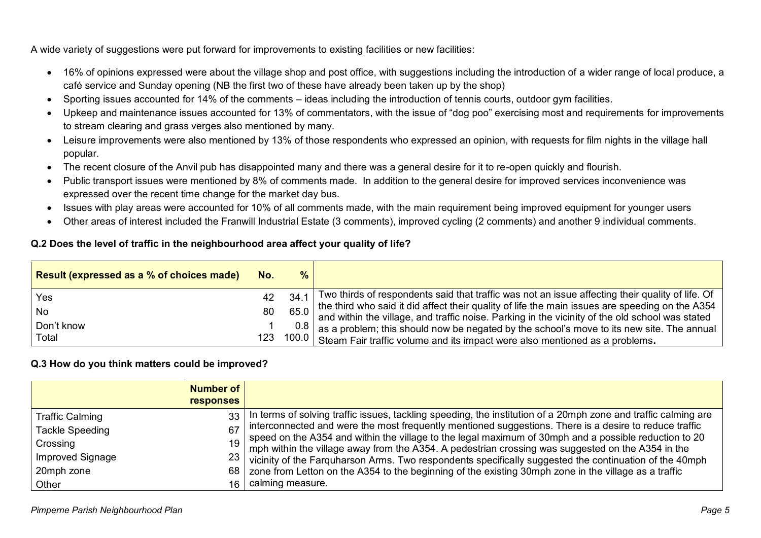A wide variety of suggestions were put forward for improvements to existing facilities or new facilities:

- 16% of opinions expressed were about the village shop and post office, with suggestions including the introduction of a wider range of local produce, a café service and Sunday opening (NB the first two of these have already been taken up by the shop)
- Sporting issues accounted for 14% of the comments – ideas including the introduction of tennis courts, outdoor gym facilities.
- Upkeep and maintenance issues accounted for 13% of commentators, with the issue of "dog poo" exercising most and requirements for improvements to stream clearing and grass verges also mentioned by many.
- Leisure improvements were also mentioned by 13% of those respondents who expressed an opinion, with requests for film nights in the village hall popular.
- The recent closure of the Anvil pub has disappointed many and there was a general desire for it to re-open quickly and flourish.
- Public transport issues were mentioned by 8% of comments made. In addition to the general desire for improved services inconvenience was expressed over the recent time change for the market day bus.
- Issues with play areas were accounted for 10% of all comments made, with the main requirement being improved equipment for younger users
- Other areas of interest included the Franwill Industrial Estate (3 comments), improved cycling (2 comments) and another 9 individual comments.

**Q.2 Does the level of traffic in the neighbourhood area affect your quality of life?**

| Result (expressed as a % of choices made) | No. | % | |
|---|---|---|---|
| Yes | 42 | 34.1 | Two thirds of respondents said that traffic was not an issue affecting their quality of life. Of the third who said it did affect their quality of life the main issues are speeding on the A354 and within the village, and traffic noise. Parking in the vicinity of the old school was stated as a problem; this should now be negated by the school's move to its new site. The annual Steam Fair traffic volume and its impact were also mentioned as a problems. |
| No | 80 | 65.0 | |
| Don't know | 1 | 0.8 | |
| Total | 123 | 100.0 | |

**Q.3 How do you think matters could be improved?**

| | Number of responses | |
|---|---|---|
| Traffic Calming | 33 | In terms of solving traffic issues, tackling speeding, the institution of a 20mph zone and traffic calming are interconnected and were the most frequently mentioned suggestions. There is a desire to reduce traffic speed on the A354 and within the village to the legal maximum of 30mph and a possible reduction to 20 mph within the village away from the A354. A pedestrian crossing was suggested on the A354 in the vicinity of the Farquharson Arms. Two respondents specifically suggested the continuation of the 40mph zone from Letton on the A354 to the beginning of the existing 30mph zone in the village as a traffic calming measure. |
| Tackle Speeding | 67 | |
| Crossing | 19 | |
| Improved Signage | 23 | |
| 20mph zone | 68 | |
| Other | 16 | |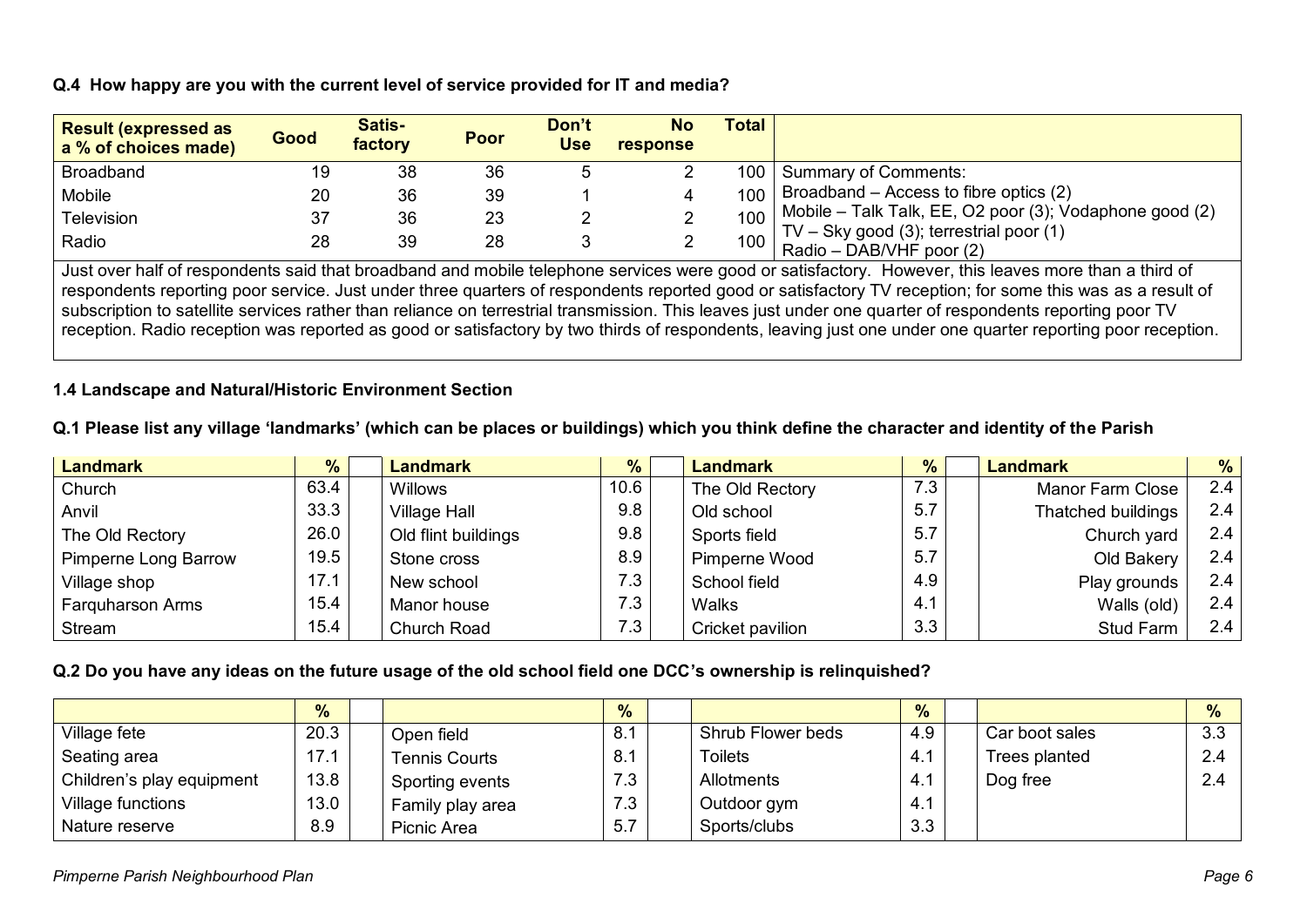**Q.4 How happy are you with the current level of service provided for IT and media?**

| Result (expressed as a % of choices made) | Good | Satis-factory | Poor | Don't Use | No response | Total | |
|---|---|---|---|---|---|---|---|
| Broadband | 19 | 38 | 36 | 5 | 2 | 100 | Summary of Comments: |
| Mobile | 20 | 36 | 39 | 1 | 4 | 100 | Broadband – Access to fibre optics (2) |
| Television | 37 | 36 | 23 | 2 | 2 | 100 | Mobile – Talk Talk, EE, O2 poor (3); Vodaphone good (2) |
| Radio | 28 | 39 | 28 | 3 | 2 | 100 | TV – Sky good (3); terrestrial poor (1) Radio – DAB/VHF poor (2) |

Just over half of respondents said that broadband and mobile telephone services were good or satisfactory. However, this leaves more than a third of respondents reporting poor service. Just under three quarters of respondents reported good or satisfactory TV reception; for some this was as a result of subscription to satellite services rather than reliance on terrestrial transmission. This leaves just under one quarter of respondents reporting poor TV reception. Radio reception was reported as good or satisfactory by two thirds of respondents, leaving just one under one quarter reporting poor reception.

**1.4 Landscape and Natural/Historic Environment Section**

**Q.1 Please list any village 'landmarks' (which can be places or buildings) which you think define the character and identity of the Parish**

| Landmark | % | Landmark | % | Landmark | % | Landmark | % |
|---|---|---|---|---|---|---|---|
| Church | 63.4 | Willows | 10.6 | The Old Rectory | 7.3 | Manor Farm Close | 2.4 |
| Anvil | 33.3 | Village Hall | 9.8 | Old school | 5.7 | Thatched buildings | 2.4 |
| The Old Rectory | 26.0 | Old flint buildings | 9.8 | Sports field | 5.7 | Church yard | 2.4 |
| Pimperne Long Barrow | 19.5 | Stone cross | 8.9 | Pimperne Wood | 5.7 | Old Bakery | 2.4 |
| Village shop | 17.1 | New school | 7.3 | School field | 4.9 | Play grounds | 2.4 |
| Farquharson Arms | 15.4 | Manor house | 7.3 | Walks | 4.1 | Walls (old) | 2.4 |
| Stream | 15.4 | Church Road | 7.3 | Cricket pavilion | 3.3 | Stud Farm | 2.4 |

**Q.2 Do you have any ideas on the future usage of the old school field one DCC's ownership is relinquished?**

| | % | | % | | % | | % |
|---|---|---|---|---|---|---|---|
| Village fete | 20.3 | Open field | 8.1 | Shrub Flower beds | 4.9 | Car boot sales | 3.3 |
| Seating area | 17.1 | Tennis Courts | 8.1 | Toilets | 4.1 | Trees planted | 2.4 |
| Children's play equipment | 13.8 | Sporting events | 7.3 | Allotments | 4.1 | Dog free | 2.4 |
| Village functions | 13.0 | Family play area | 7.3 | Outdoor gym | 4.1 | | |
| Nature reserve | 8.9 | Picnic Area | 5.7 | Sports/clubs | 3.3 | | |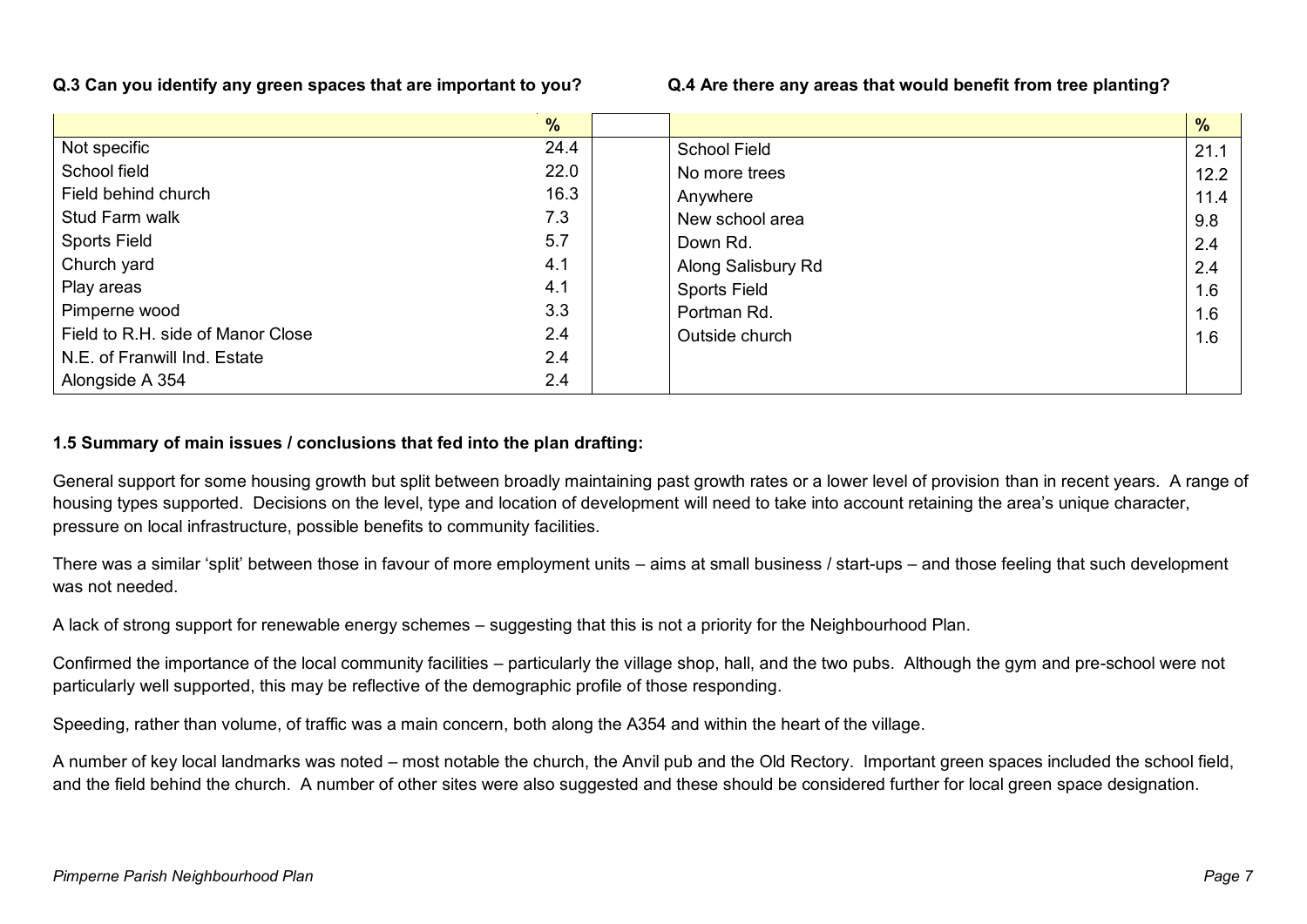**Q.3 Can you identify any green spaces that are important to you?**

| | % |
|---|---|
| Not specific | 24.4 |
| School field | 22.0 |
| Field behind church | 16.3 |
| Stud Farm walk | 7.3 |
| Sports Field | 5.7 |
| Church yard | 4.1 |
| Play areas | 4.1 |
| Pimperne wood | 3.3 |
| Field to R.H. side of Manor Close | 2.4 |
| N.E. of Franwill Ind. Estate | 2.4 |
| Alongside A 354 | 2.4 |

**Q.4 Are there any areas that would benefit from tree planting?**

| | % |
|---|---|
| School Field | 21.1 |
| No more trees | 12.2 |
| Anywhere | 11.4 |
| New school area | 9.8 |
| Down Rd. | 2.4 |
| Along Salisbury Rd | 2.4 |
| Sports Field | 1.6 |
| Portman Rd. | 1.6 |
| Outside church | 1.6 |

**1.5 Summary of main issues / conclusions that fed into the plan drafting:**

General support for some housing growth but split between broadly maintaining past growth rates or a lower level of provision than in recent years. A range of housing types supported. Decisions on the level, type and location of development will need to take into account retaining the area's unique character, pressure on local infrastructure, possible benefits to community facilities.

There was a similar 'split' between those in favour of more employment units – aims at small business / start-ups – and those feeling that such development was not needed.

A lack of strong support for renewable energy schemes – suggesting that this is not a priority for the Neighbourhood Plan.

Confirmed the importance of the local community facilities – particularly the village shop, hall, and the two pubs. Although the gym and pre-school were not particularly well supported, this may be reflective of the demographic profile of those responding.

Speeding, rather than volume, of traffic was a main concern, both along the A354 and within the heart of the village.

A number of key local landmarks was noted – most notable the church, the Anvil pub and the Old Rectory. Important green spaces included the school field, and the field behind the church. A number of other sites were also suggested and these should be considered further for local green space designation.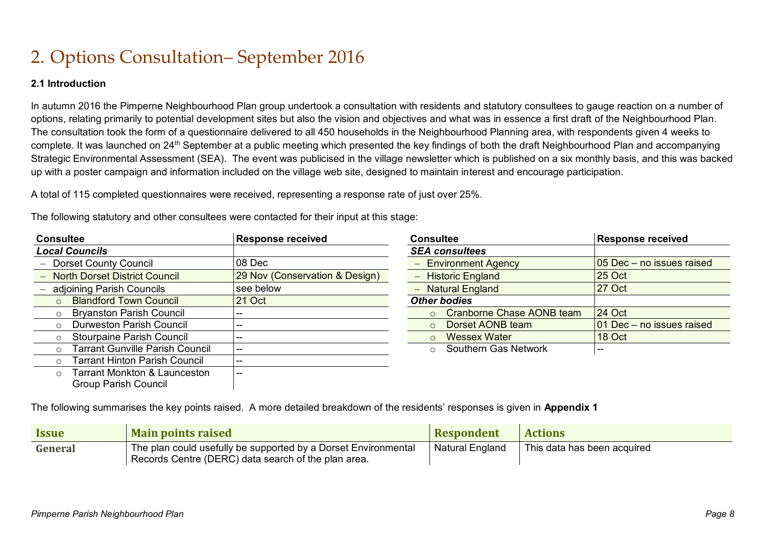# 2. Options Consultation– September 2016

**2.1 Introduction**

In autumn 2016 the Pimperne Neighbourhood Plan group undertook a consultation with residents and statutory consultees to gauge reaction on a number of options, relating primarily to potential development sites but also the vision and objectives and what was in essence a first draft of the Neighbourhood Plan. The consultation took the form of a questionnaire delivered to all 450 households in the Neighbourhood Planning area, with respondents given 4 weeks to complete. It was launched on 24th September at a public meeting which presented the key findings of both the draft Neighbourhood Plan and accompanying Strategic Environmental Assessment (SEA). The event was publicised in the village newsletter which is published on a six monthly basis, and this was backed up with a poster campaign and information included on the village web site, designed to maintain interest and encourage participation.

A total of 115 completed questionnaires were received, representing a response rate of just over 25%.

The following statutory and other consultees were contacted for their input at this stage:

| Consultee | Response received |
|---|---|
| ***Local Councils*** | |
| – Dorset County Council | 08 Dec |
| – North Dorset District Council | 29 Nov (Conservation & Design) |
| – adjoining Parish Councils | see below |
| ○ Blandford Town Council | 21 Oct |
| ○ Bryanston Parish Council | -- |
| ○ Durweston Parish Council | -- |
| ○ Stourpaine Parish Council | -- |
| ○ Tarrant Gunville Parish Council | -- |
| ○ Tarrant Hinton Parish Council | -- |
| ○ Tarrant Monkton & Launceston Group Parish Council | -- |

| Consultee | Response received |
|---|---|
| ***SEA consultees*** | |
| – Environment Agency | 05 Dec – no issues raised |
| – Historic England | 25 Oct |
| – Natural England | 27 Oct |
| ***Other bodies*** | |
| ○ Cranborne Chase AONB team | 24 Oct |
| ○ Dorset AONB team | 01 Dec – no issues raised |
| ○ Wessex Water | 18 Oct |
| ○ Southern Gas Network | -- |

The following summarises the key points raised. A more detailed breakdown of the residents' responses is given in **Appendix 1**

| Issue | Main points raised | Respondent | Actions |
|---|---|---|---|
| **General** | The plan could usefully be supported by a Dorset Environmental Records Centre (DERC) data search of the plan area. | Natural England | This data has been acquired |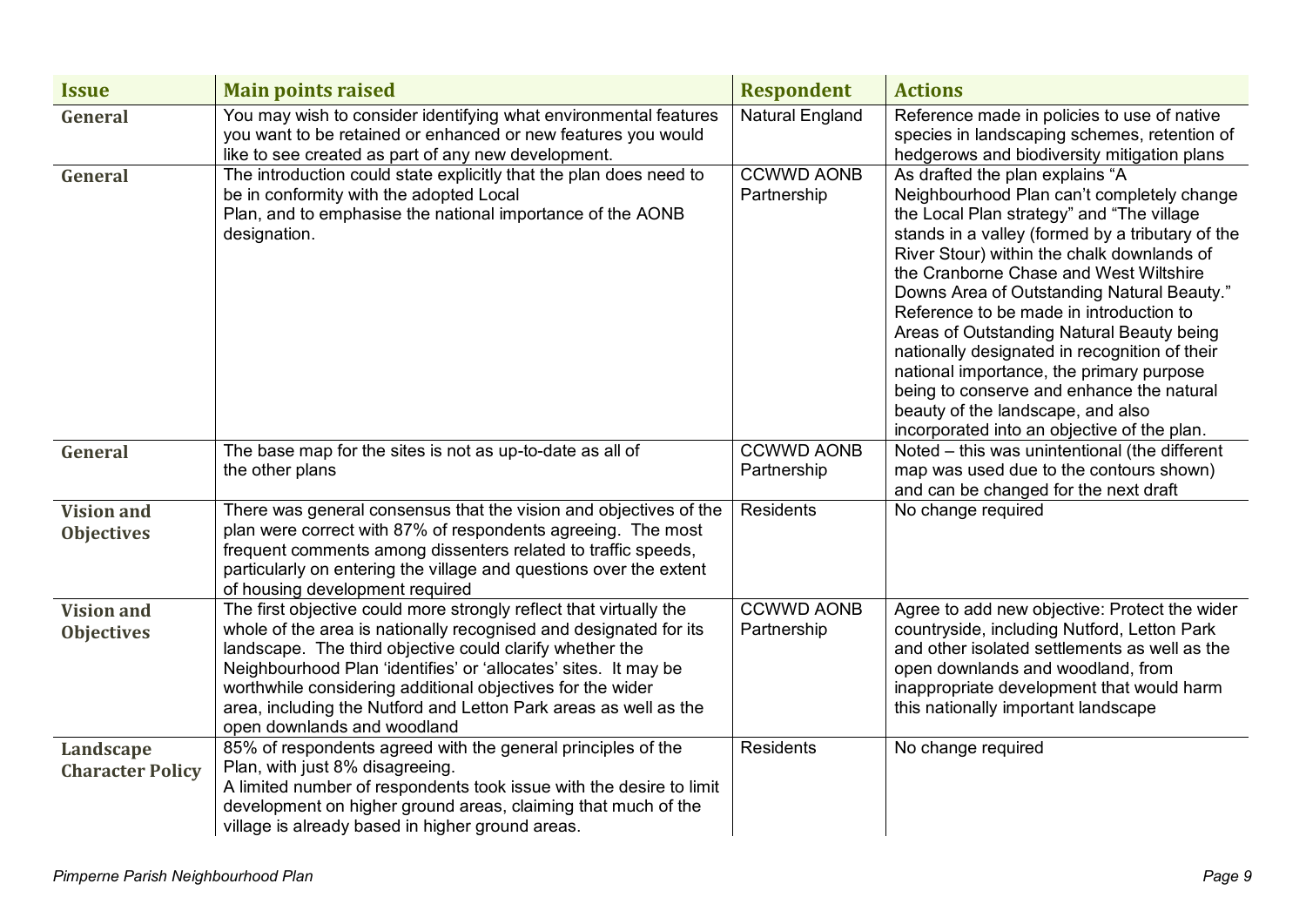| Issue | Main points raised | Respondent | Actions |
|---|---|---|---|
| General | You may wish to consider identifying what environmental features you want to be retained or enhanced or new features you would like to see created as part of any new development. | Natural England | Reference made in policies to use of native species in landscaping schemes, retention of hedgerows and biodiversity mitigation plans |
| General | The introduction could state explicitly that the plan does need to be in conformity with the adopted Local Plan, and to emphasise the national importance of the AONB designation. | CCWWD AONB Partnership | As drafted the plan explains "A Neighbourhood Plan can't completely change the Local Plan strategy" and "The village stands in a valley (formed by a tributary of the River Stour) within the chalk downlands of the Cranborne Chase and West Wiltshire Downs Area of Outstanding Natural Beauty." Reference to be made in introduction to Areas of Outstanding Natural Beauty being nationally designated in recognition of their national importance, the primary purpose being to conserve and enhance the natural beauty of the landscape, and also incorporated into an objective of the plan. |
| General | The base map for the sites is not as up-to-date as all of the other plans | CCWWD AONB Partnership | Noted – this was unintentional (the different map was used due to the contours shown) and can be changed for the next draft |
| Vision and Objectives | There was general consensus that the vision and objectives of the plan were correct with 87% of respondents agreeing. The most frequent comments among dissenters related to traffic speeds, particularly on entering the village and questions over the extent of housing development required | Residents | No change required |
| Vision and Objectives | The first objective could more strongly reflect that virtually the whole of the area is nationally recognised and designated for its landscape. The third objective could clarify whether the Neighbourhood Plan 'identifies' or 'allocates' sites. It may be worthwhile considering additional objectives for the wider area, including the Nutford and Letton Park areas as well as the open downlands and woodland | CCWWD AONB Partnership | Agree to add new objective: Protect the wider countryside, including Nutford, Letton Park and other isolated settlements as well as the open downlands and woodland, from inappropriate development that would harm this nationally important landscape |
| Landscape Character Policy | 85% of respondents agreed with the general principles of the Plan, with just 8% disagreeing. A limited number of respondents took issue with the desire to limit development on higher ground areas, claiming that much of the village is already based in higher ground areas. | Residents | No change required |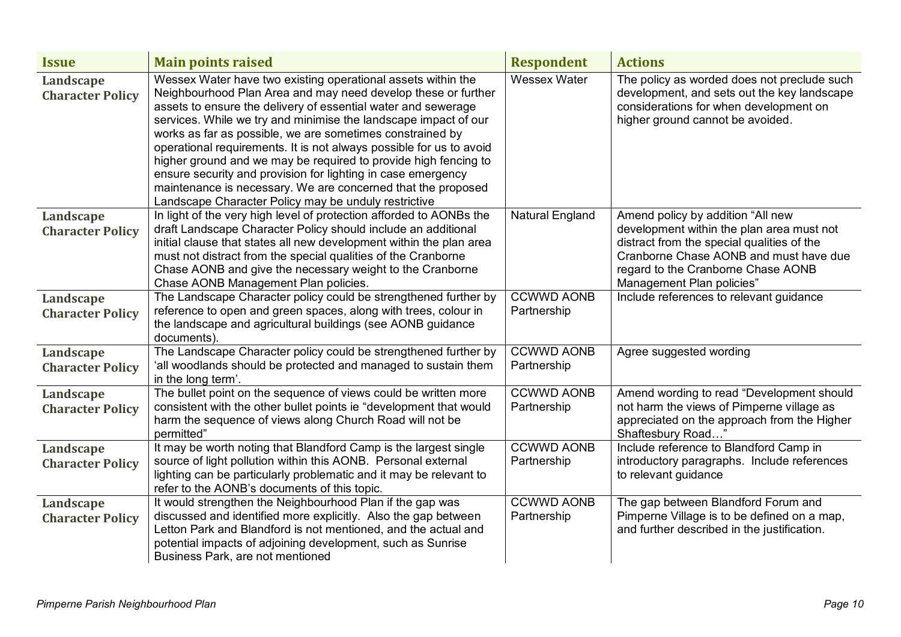| Issue | Main points raised | Respondent | Actions |
|---|---|---|---|
| Landscape Character Policy | Wessex Water have two existing operational assets within the Neighbourhood Plan Area and may need develop these or further assets to ensure the delivery of essential water and sewerage services. While we try and minimise the landscape impact of our works as far as possible, we are sometimes constrained by operational requirements. It is not always possible for us to avoid higher ground and we may be required to provide high fencing to ensure security and provision for lighting in case emergency maintenance is necessary. We are concerned that the proposed Landscape Character Policy may be unduly restrictive | Wessex Water | The policy as worded does not preclude such development, and sets out the key landscape considerations for when development on higher ground cannot be avoided. |
| Landscape Character Policy | In light of the very high level of protection afforded to AONBs the draft Landscape Character Policy should include an additional initial clause that states all new development within the plan area must not distract from the special qualities of the Cranborne Chase AONB and give the necessary weight to the Cranborne Chase AONB Management Plan policies. | Natural England | Amend policy by addition "All new development within the plan area must not distract from the special qualities of the Cranborne Chase AONB and must have due regard to the Cranborne Chase AONB Management Plan policies" |
| Landscape Character Policy | The Landscape Character policy could be strengthened further by reference to open and green spaces, along with trees, colour in the landscape and agricultural buildings (see AONB guidance documents). | CCWWD AONB Partnership | Include references to relevant guidance |
| Landscape Character Policy | The Landscape Character policy could be strengthened further by 'all woodlands should be protected and managed to sustain them in the long term'. | CCWWD AONB Partnership | Agree suggested wording |
| Landscape Character Policy | The bullet point on the sequence of views could be written more consistent with the other bullet points ie "development that would harm the sequence of views along Church Road will not be permitted" | CCWWD AONB Partnership | Amend wording to read "Development should not harm the views of Pimperne village as appreciated on the approach from the Higher Shaftesbury Road…" |
| Landscape Character Policy | It may be worth noting that Blandford Camp is the largest single source of light pollution within this AONB. Personal external lighting can be particularly problematic and it may be relevant to refer to the AONB's documents of this topic. | CCWWD AONB Partnership | Include reference to Blandford Camp in introductory paragraphs. Include references to relevant guidance |
| Landscape Character Policy | It would strengthen the Neighbourhood Plan if the gap was discussed and identified more explicitly. Also the gap between Letton Park and Blandford is not mentioned, and the actual and potential impacts of adjoining development, such as Sunrise Business Park, are not mentioned | CCWWD AONB Partnership | The gap between Blandford Forum and Pimperne Village is to be defined on a map, and further described in the justification. |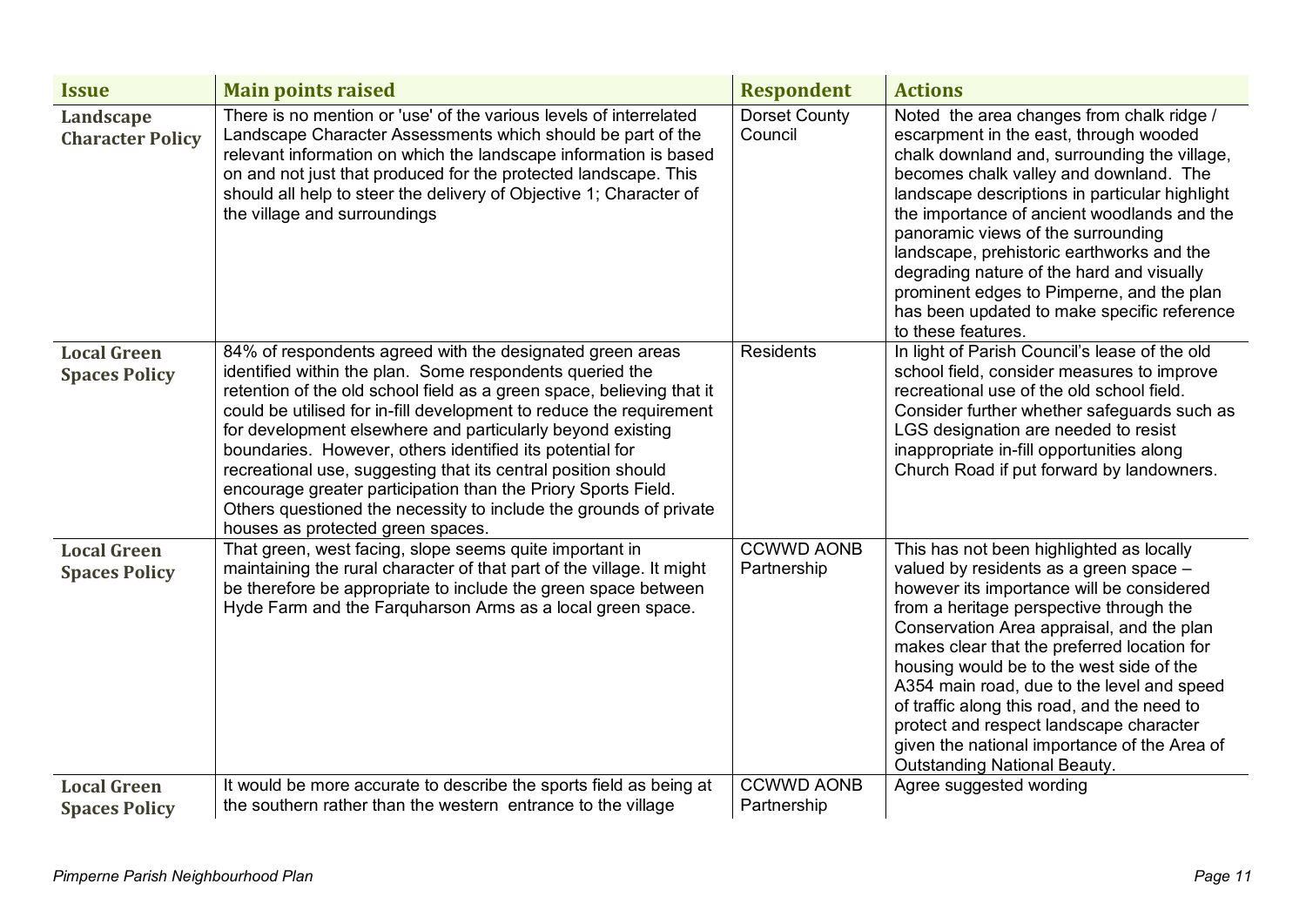| Issue | Main points raised | Respondent | Actions |
|---|---|---|---|
| **Landscape Character Policy** | There is no mention or 'use' of the various levels of interrelated Landscape Character Assessments which should be part of the relevant information on which the landscape information is based on and not just that produced for the protected landscape. This should all help to steer the delivery of Objective 1; Character of the village and surroundings | Dorset County Council | Noted the area changes from chalk ridge / escarpment in the east, through wooded chalk downland and, surrounding the village, becomes chalk valley and downland. The landscape descriptions in particular highlight the importance of ancient woodlands and the panoramic views of the surrounding landscape, prehistoric earthworks and the degrading nature of the hard and visually prominent edges to Pimperne, and the plan has been updated to make specific reference to these features. |
| **Local Green Spaces Policy** | 84% of respondents agreed with the designated green areas identified within the plan. Some respondents queried the retention of the old school field as a green space, believing that it could be utilised for in-fill development to reduce the requirement for development elsewhere and particularly beyond existing boundaries. However, others identified its potential for recreational use, suggesting that its central position should encourage greater participation than the Priory Sports Field. Others questioned the necessity to include the grounds of private houses as protected green spaces. | Residents | In light of Parish Council's lease of the old school field, consider measures to improve recreational use of the old school field. Consider further whether safeguards such as LGS designation are needed to resist inappropriate in-fill opportunities along Church Road if put forward by landowners. |
| **Local Green Spaces Policy** | That green, west facing, slope seems quite important in maintaining the rural character of that part of the village. It might be therefore be appropriate to include the green space between Hyde Farm and the Farquharson Arms as a local green space. | CCWWD AONB Partnership | This has not been highlighted as locally valued by residents as a green space – however its importance will be considered from a heritage perspective through the Conservation Area appraisal, and the plan makes clear that the preferred location for housing would be to the west side of the A354 main road, due to the level and speed of traffic along this road, and the need to protect and respect landscape character given the national importance of the Area of Outstanding National Beauty. |
| **Local Green Spaces Policy** | It would be more accurate to describe the sports field as being at the southern rather than the western entrance to the village | CCWWD AONB Partnership | Agree suggested wording |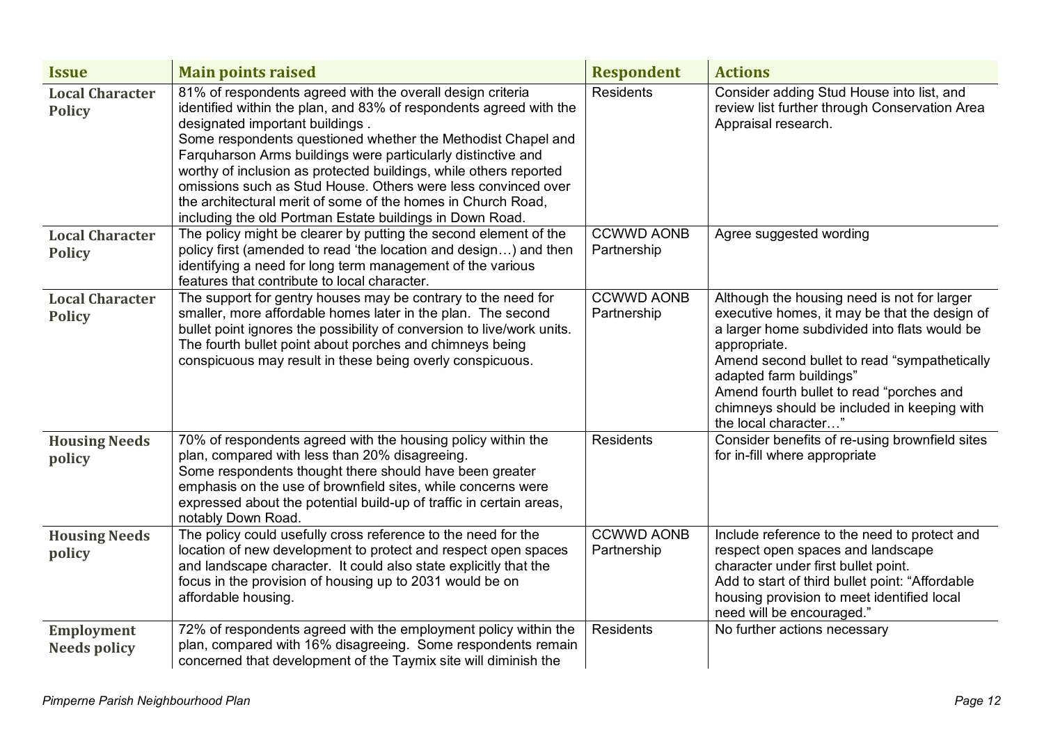| Issue | Main points raised | Respondent | Actions |
| --- | --- | --- | --- |
| **Local Character Policy** | 81% of respondents agreed with the overall design criteria identified within the plan, and 83% of respondents agreed with the designated important buildings . Some respondents questioned whether the Methodist Chapel and Farquharson Arms buildings were particularly distinctive and worthy of inclusion as protected buildings, while others reported omissions such as Stud House. Others were less convinced over the architectural merit of some of the homes in Church Road, including the old Portman Estate buildings in Down Road. | Residents | Consider adding Stud House into list, and review list further through Conservation Area Appraisal research. |
| **Local Character Policy** | The policy might be clearer by putting the second element of the policy first (amended to read 'the location and design…) and then identifying a need for long term management of the various features that contribute to local character. | CCWWD AONB Partnership | Agree suggested wording |
| **Local Character Policy** | The support for gentry houses may be contrary to the need for smaller, more affordable homes later in the plan. The second bullet point ignores the possibility of conversion to live/work units. The fourth bullet point about porches and chimneys being conspicuous may result in these being overly conspicuous. | CCWWD AONB Partnership | Although the housing need is not for larger executive homes, it may be that the design of a larger home subdivided into flats would be appropriate. Amend second bullet to read "sympathetically adapted farm buildings" Amend fourth bullet to read "porches and chimneys should be included in keeping with the local character…" |
| **Housing Needs policy** | 70% of respondents agreed with the housing policy within the plan, compared with less than 20% disagreeing. Some respondents thought there should have been greater emphasis on the use of brownfield sites, while concerns were expressed about the potential build-up of traffic in certain areas, notably Down Road. | Residents | Consider benefits of re-using brownfield sites for in-fill where appropriate |
| **Housing Needs policy** | The policy could usefully cross reference to the need for the location of new development to protect and respect open spaces and landscape character. It could also state explicitly that the focus in the provision of housing up to 2031 would be on affordable housing. | CCWWD AONB Partnership | Include reference to the need to protect and respect open spaces and landscape character under first bullet point. Add to start of third bullet point: "Affordable housing provision to meet identified local need will be encouraged." |
| **Employment Needs policy** | 72% of respondents agreed with the employment policy within the plan, compared with 16% disagreeing. Some respondents remain concerned that development of the Taymix site will diminish the | Residents | No further actions necessary |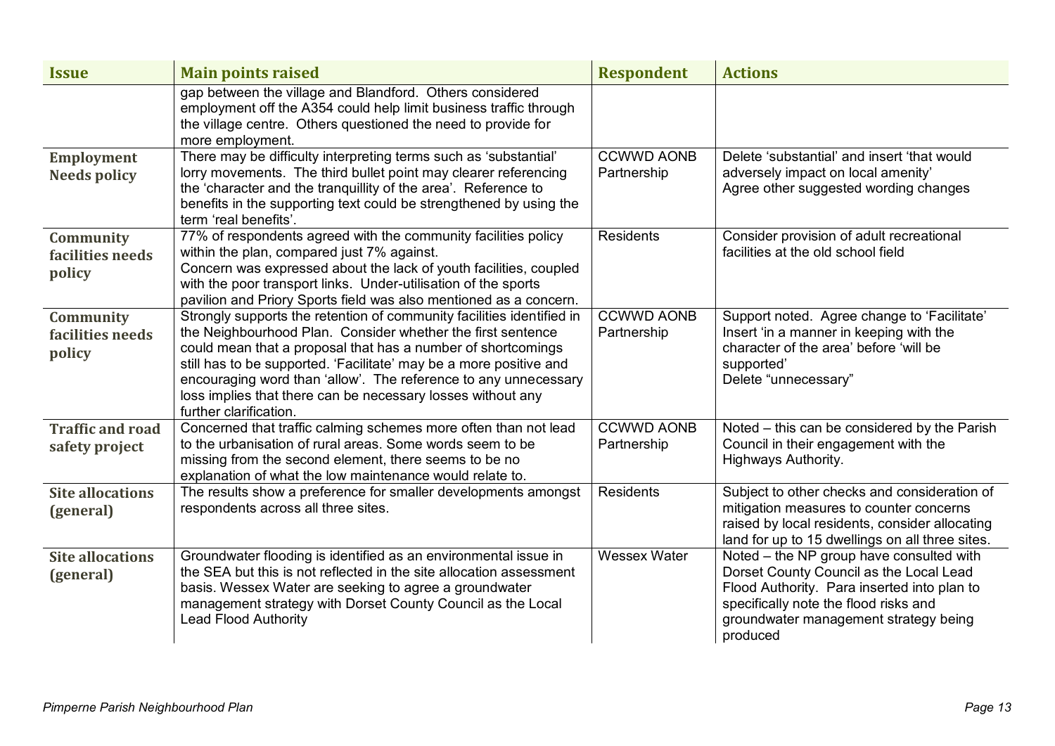| Issue | Main points raised | Respondent | Actions |
|---|---|---|---|
| | gap between the village and Blandford. Others considered employment off the A354 could help limit business traffic through the village centre. Others questioned the need to provide for more employment. | | |
| **Employment Needs policy** | There may be difficulty interpreting terms such as 'substantial' lorry movements. The third bullet point may clearer referencing the 'character and the tranquillity of the area'. Reference to benefits in the supporting text could be strengthened by using the term 'real benefits'. | CCWWD AONB Partnership | Delete 'substantial' and insert 'that would adversely impact on local amenity' Agree other suggested wording changes |
| **Community facilities needs policy** | 77% of respondents agreed with the community facilities policy within the plan, compared just 7% against. Concern was expressed about the lack of youth facilities, coupled with the poor transport links. Under-utilisation of the sports pavilion and Priory Sports field was also mentioned as a concern. | Residents | Consider provision of adult recreational facilities at the old school field |
| **Community facilities needs policy** | Strongly supports the retention of community facilities identified in the Neighbourhood Plan. Consider whether the first sentence could mean that a proposal that has a number of shortcomings still has to be supported. 'Facilitate' may be a more positive and encouraging word than 'allow'. The reference to any unnecessary loss implies that there can be necessary losses without any further clarification. | CCWWD AONB Partnership | Support noted. Agree change to 'Facilitate' Insert 'in a manner in keeping with the character of the area' before 'will be supported' Delete "unnecessary" |
| **Traffic and road safety project** | Concerned that traffic calming schemes more often than not lead to the urbanisation of rural areas. Some words seem to be missing from the second element, there seems to be no explanation of what the low maintenance would relate to. | CCWWD AONB Partnership | Noted – this can be considered by the Parish Council in their engagement with the Highways Authority. |
| **Site allocations (general)** | The results show a preference for smaller developments amongst respondents across all three sites. | Residents | Subject to other checks and consideration of mitigation measures to counter concerns raised by local residents, consider allocating land for up to 15 dwellings on all three sites. |
| **Site allocations (general)** | Groundwater flooding is identified as an environmental issue in the SEA but this is not reflected in the site allocation assessment basis. Wessex Water are seeking to agree a groundwater management strategy with Dorset County Council as the Local Lead Flood Authority | Wessex Water | Noted – the NP group have consulted with Dorset County Council as the Local Lead Flood Authority. Para inserted into plan to specifically note the flood risks and groundwater management strategy being produced |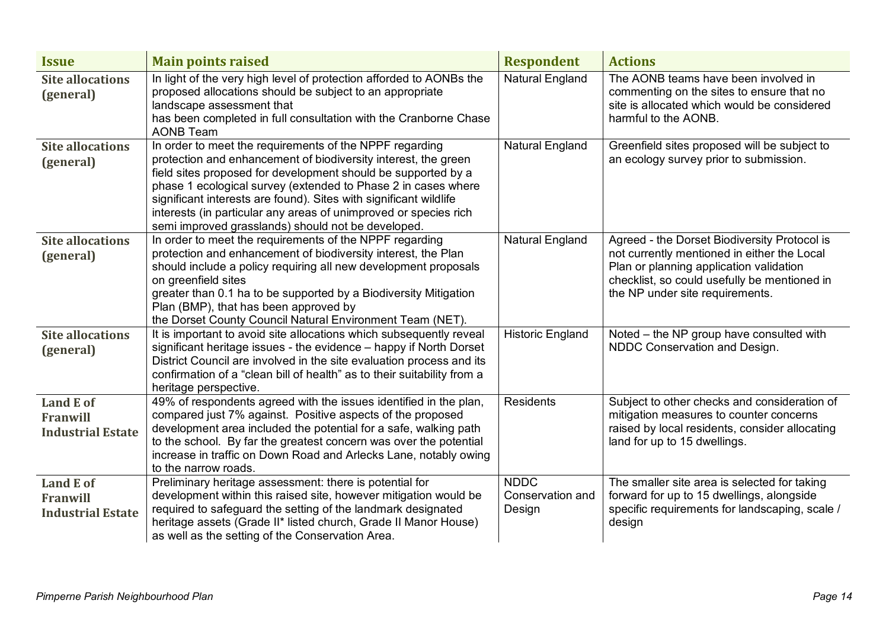| Issue | Main points raised | Respondent | Actions |
|---|---|---|---|
| **Site allocations (general)** | In light of the very high level of protection afforded to AONBs the proposed allocations should be subject to an appropriate landscape assessment that has been completed in full consultation with the Cranborne Chase AONB Team | Natural England | The AONB teams have been involved in commenting on the sites to ensure that no site is allocated which would be considered harmful to the AONB. |
| **Site allocations (general)** | In order to meet the requirements of the NPPF regarding protection and enhancement of biodiversity interest, the green field sites proposed for development should be supported by a phase 1 ecological survey (extended to Phase 2 in cases where significant interests are found). Sites with significant wildlife interests (in particular any areas of unimproved or species rich semi improved grasslands) should not be developed. | Natural England | Greenfield sites proposed will be subject to an ecology survey prior to submission. |
| **Site allocations (general)** | In order to meet the requirements of the NPPF regarding protection and enhancement of biodiversity interest, the Plan should include a policy requiring all new development proposals on greenfield sites greater than 0.1 ha to be supported by a Biodiversity Mitigation Plan (BMP), that has been approved by the Dorset County Council Natural Environment Team (NET). | Natural England | Agreed - the Dorset Biodiversity Protocol is not currently mentioned in either the Local Plan or planning application validation checklist, so could usefully be mentioned in the NP under site requirements. |
| **Site allocations (general)** | It is important to avoid site allocations which subsequently reveal significant heritage issues - the evidence – happy if North Dorset District Council are involved in the site evaluation process and its confirmation of a "clean bill of health" as to their suitability from a heritage perspective. | Historic England | Noted – the NP group have consulted with NDDC Conservation and Design. |
| **Land E of Franwill Industrial Estate** | 49% of respondents agreed with the issues identified in the plan, compared just 7% against. Positive aspects of the proposed development area included the potential for a safe, walking path to the school. By far the greatest concern was over the potential increase in traffic on Down Road and Arlecks Lane, notably owing to the narrow roads. | Residents | Subject to other checks and consideration of mitigation measures to counter concerns raised by local residents, consider allocating land for up to 15 dwellings. |
| **Land E of Franwill Industrial Estate** | Preliminary heritage assessment: there is potential for development within this raised site, however mitigation would be required to safeguard the setting of the landmark designated heritage assets (Grade II* listed church, Grade II Manor House) as well as the setting of the Conservation Area. | NDDC Conservation and Design | The smaller site area is selected for taking forward for up to 15 dwellings, alongside specific requirements for landscaping, scale / design |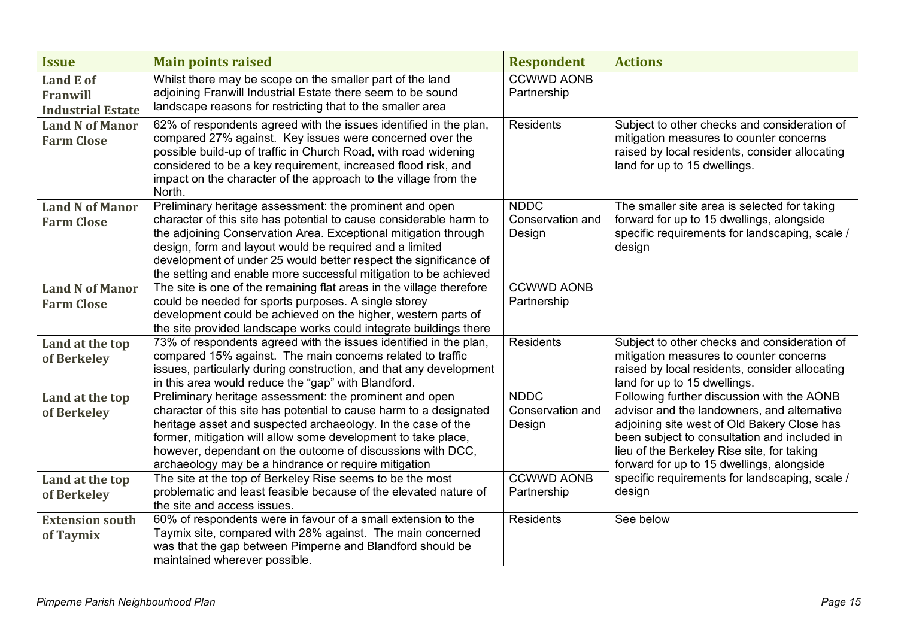| Issue | Main points raised | Respondent | Actions |
|---|---|---|---|
| **Land E of Franwill Industrial Estate** | Whilst there may be scope on the smaller part of the land adjoining Franwill Industrial Estate there seem to be sound landscape reasons for restricting that to the smaller area | CCWWD AONB Partnership | |
| **Land N of Manor Farm Close** | 62% of respondents agreed with the issues identified in the plan, compared 27% against. Key issues were concerned over the possible build-up of traffic in Church Road, with road widening considered to be a key requirement, increased flood risk, and impact on the character of the approach to the village from the North. | Residents | Subject to other checks and consideration of mitigation measures to counter concerns raised by local residents, consider allocating land for up to 15 dwellings. |
| **Land N of Manor Farm Close** | Preliminary heritage assessment: the prominent and open character of this site has potential to cause considerable harm to the adjoining Conservation Area. Exceptional mitigation through design, form and layout would be required and a limited development of under 25 would better respect the significance of the setting and enable more successful mitigation to be achieved | NDDC Conservation and Design | The smaller site area is selected for taking forward for up to 15 dwellings, alongside specific requirements for landscaping, scale / design |
| **Land N of Manor Farm Close** | The site is one of the remaining flat areas in the village therefore could be needed for sports purposes. A single storey development could be achieved on the higher, western parts of the site provided landscape works could integrate buildings there | CCWWD AONB Partnership | |
| **Land at the top of Berkeley** | 73% of respondents agreed with the issues identified in the plan, compared 15% against. The main concerns related to traffic issues, particularly during construction, and that any development in this area would reduce the "gap" with Blandford. | Residents | Subject to other checks and consideration of mitigation measures to counter concerns raised by local residents, consider allocating land for up to 15 dwellings. |
| **Land at the top of Berkeley** | Preliminary heritage assessment: the prominent and open character of this site has potential to cause harm to a designated heritage asset and suspected archaeology. In the case of the former, mitigation will allow some development to take place, however, dependant on the outcome of discussions with DCC, archaeology may be a hindrance or require mitigation | NDDC Conservation and Design | Following further discussion with the AONB advisor and the landowners, and alternative adjoining site west of Old Bakery Close has been subject to consultation and included in lieu of the Berkeley Rise site, for taking forward for up to 15 dwellings, alongside specific requirements for landscaping, scale / design |
| **Land at the top of Berkeley** | The site at the top of Berkeley Rise seems to be the most problematic and least feasible because of the elevated nature of the site and access issues. | CCWWD AONB Partnership | |
| **Extension south of Taymix** | 60% of respondents were in favour of a small extension to the Taymix site, compared with 28% against. The main concerned was that the gap between Pimperne and Blandford should be maintained wherever possible. | Residents | See below |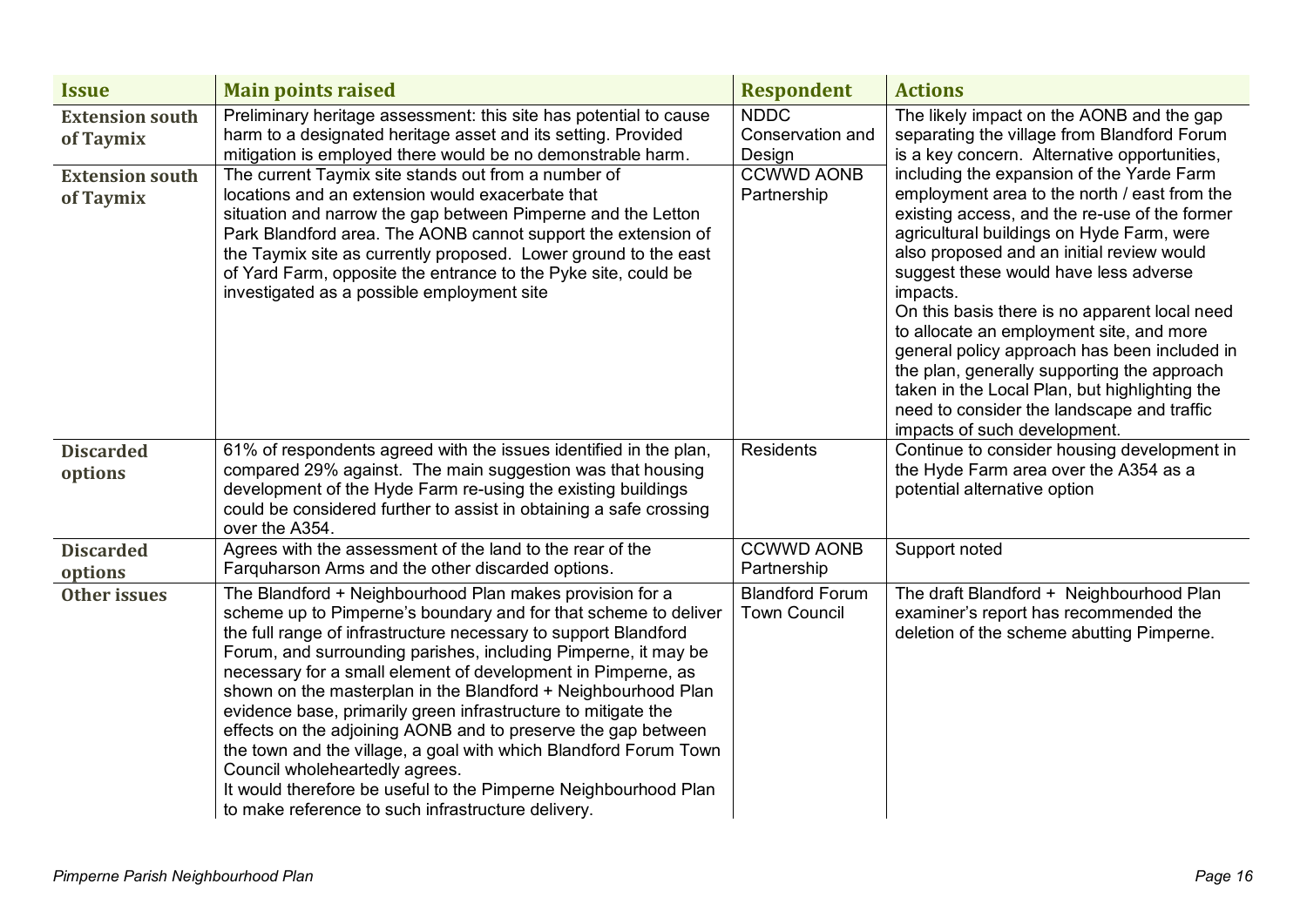| Issue | Main points raised | Respondent | Actions |
| --- | --- | --- | --- |
| **Extension south of Taymix** | Preliminary heritage assessment: this site has potential to cause harm to a designated heritage asset and its setting. Provided mitigation is employed there would be no demonstrable harm. | NDDC Conservation and Design | The likely impact on the AONB and the gap separating the village from Blandford Forum is a key concern. Alternative opportunities, including the expansion of the Yarde Farm employment area to the north / east from the existing access, and the re-use of the former agricultural buildings on Hyde Farm, were also proposed and an initial review would suggest these would have less adverse impacts. On this basis there is no apparent local need to allocate an employment site, and more general policy approach has been included in the plan, generally supporting the approach taken in the Local Plan, but highlighting the need to consider the landscape and traffic impacts of such development. |
| **Extension south of Taymix** | The current Taymix site stands out from a number of locations and an extension would exacerbate that situation and narrow the gap between Pimperne and the Letton Park Blandford area. The AONB cannot support the extension of the Taymix site as currently proposed. Lower ground to the east of Yard Farm, opposite the entrance to the Pyke site, could be investigated as a possible employment site | CCWWD AONB Partnership | |
| **Discarded options** | 61% of respondents agreed with the issues identified in the plan, compared 29% against. The main suggestion was that housing development of the Hyde Farm re-using the existing buildings could be considered further to assist in obtaining a safe crossing over the A354. | Residents | Continue to consider housing development in the Hyde Farm area over the A354 as a potential alternative option |
| **Discarded options** | Agrees with the assessment of the land to the rear of the Farquharson Arms and the other discarded options. | CCWWD AONB Partnership | Support noted |
| **Other issues** | The Blandford + Neighbourhood Plan makes provision for a scheme up to Pimperne's boundary and for that scheme to deliver the full range of infrastructure necessary to support Blandford Forum, and surrounding parishes, including Pimperne, it may be necessary for a small element of development in Pimperne, as shown on the masterplan in the Blandford + Neighbourhood Plan evidence base, primarily green infrastructure to mitigate the effects on the adjoining AONB and to preserve the gap between the town and the village, a goal with which Blandford Forum Town Council wholeheartedly agrees. It would therefore be useful to the Pimperne Neighbourhood Plan to make reference to such infrastructure delivery. | Blandford Forum Town Council | The draft Blandford + Neighbourhood Plan examiner's report has recommended the deletion of the scheme abutting Pimperne. |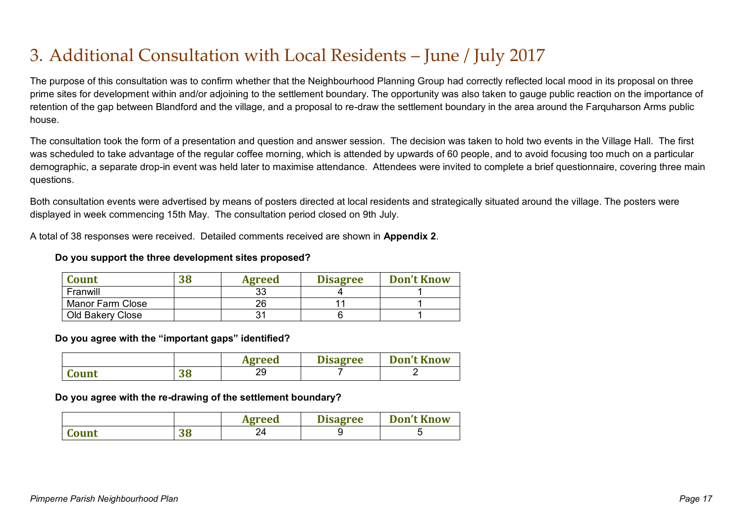# 3. Additional Consultation with Local Residents – June / July 2017

The purpose of this consultation was to confirm whether that the Neighbourhood Planning Group had correctly reflected local mood in its proposal on three prime sites for development within and/or adjoining to the settlement boundary. The opportunity was also taken to gauge public reaction on the importance of retention of the gap between Blandford and the village, and a proposal to re-draw the settlement boundary in the area around the Farquharson Arms public house.

The consultation took the form of a presentation and question and answer session. The decision was taken to hold two events in the Village Hall. The first was scheduled to take advantage of the regular coffee morning, which is attended by upwards of 60 people, and to avoid focusing too much on a particular demographic, a separate drop-in event was held later to maximise attendance. Attendees were invited to complete a brief questionnaire, covering three main questions.

Both consultation events were advertised by means of posters directed at local residents and strategically situated around the village. The posters were displayed in week commencing 15th May. The consultation period closed on 9th July.

A total of 38 responses were received. Detailed comments received are shown in **Appendix 2**.

**Do you support the three development sites proposed?**

| Count | 38 | Agreed | Disagree | Don't Know |
|---|---|---|---|---|
| Franwill | | 33 | 4 | 1 |
| Manor Farm Close | | 26 | 11 | 1 |
| Old Bakery Close | | 31 | 6 | 1 |

**Do you agree with the "important gaps" identified?**

| | | Agreed | Disagree | Don't Know |
|---|---|---|---|---|
| Count | 38 | 29 | 7 | 2 |

**Do you agree with the re-drawing of the settlement boundary?**

| | | Agreed | Disagree | Don't Know |
|---|---|---|---|---|
| Count | 38 | 24 | 9 | 5 |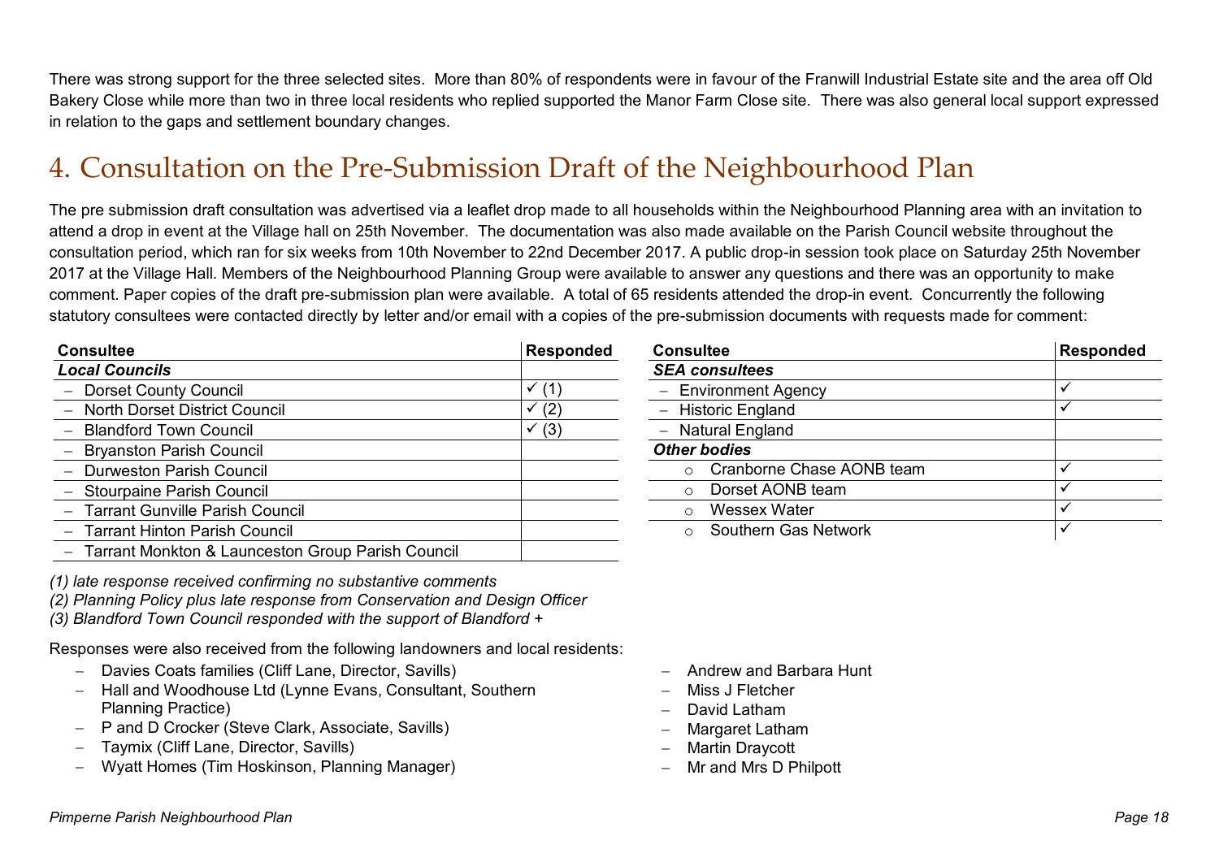There was strong support for the three selected sites. More than 80% of respondents were in favour of the Franwill Industrial Estate site and the area off Old Bakery Close while more than two in three local residents who replied supported the Manor Farm Close site. There was also general local support expressed in relation to the gaps and settlement boundary changes.

# 4. Consultation on the Pre-Submission Draft of the Neighbourhood Plan

The pre submission draft consultation was advertised via a leaflet drop made to all households within the Neighbourhood Planning area with an invitation to attend a drop in event at the Village hall on 25th November. The documentation was also made available on the Parish Council website throughout the consultation period, which ran for six weeks from 10th November to 22nd December 2017. A public drop-in session took place on Saturday 25th November 2017 at the Village Hall. Members of the Neighbourhood Planning Group were available to answer any questions and there was an opportunity to make comment. Paper copies of the draft pre-submission plan were available. A total of 65 residents attended the drop-in event. Concurrently the following statutory consultees were contacted directly by letter and/or email with a copies of the pre-submission documents with requests made for comment:

| Consultee | Responded |
|---|---|
| ***Local Councils*** | |
| – Dorset County Council | ✓ (1) |
| – North Dorset District Council | ✓ (2) |
| – Blandford Town Council | ✓ (3) |
| – Bryanston Parish Council | |
| – Durweston Parish Council | |
| – Stourpaine Parish Council | |
| – Tarrant Gunville Parish Council | |
| – Tarrant Hinton Parish Council | |
| – Tarrant Monkton & Launceston Group Parish Council | |

*(1) late response received confirming no substantive comments*
*(2) Planning Policy plus late response from Conservation and Design Officer*
*(3) Blandford Town Council responded with the support of Blandford +*

| Consultee | Responded |
|---|---|
| ***SEA consultees*** | |
| – Environment Agency | ✓ |
| – Historic England | ✓ |
| – Natural England | |
| ***Other bodies*** | |
| ○ Cranborne Chase AONB team | ✓ |
| ○ Dorset AONB team | ✓ |
| ○ Wessex Water | ✓ |
| ○ Southern Gas Network | ✓ |

Responses were also received from the following landowners and local residents:

- Davies Coats families (Cliff Lane, Director, Savills)
- Hall and Woodhouse Ltd (Lynne Evans, Consultant, Southern Planning Practice)
- P and D Crocker (Steve Clark, Associate, Savills)
- Taymix (Cliff Lane, Director, Savills)
- Wyatt Homes (Tim Hoskinson, Planning Manager)
- Andrew and Barbara Hunt
- Miss J Fletcher
- David Latham
- Margaret Latham
- Martin Draycott
- Mr and Mrs D Philpott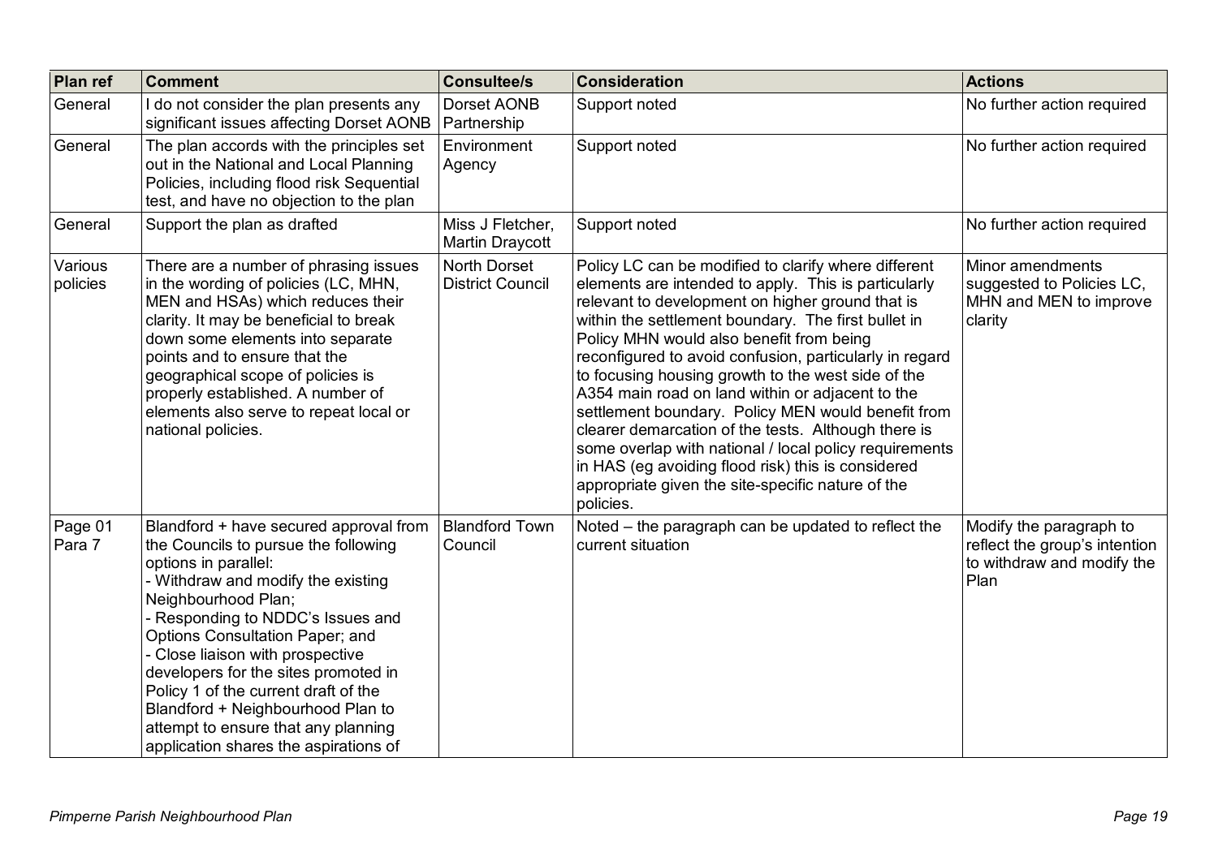| Plan ref | Comment | Consultee/s | Consideration | Actions |
|---|---|---|---|---|
| General | I do not consider the plan presents any significant issues affecting Dorset AONB | Dorset AONB Partnership | Support noted | No further action required |
| General | The plan accords with the principles set out in the National and Local Planning Policies, including flood risk Sequential test, and have no objection to the plan | Environment Agency | Support noted | No further action required |
| General | Support the plan as drafted | Miss J Fletcher, Martin Draycott | Support noted | No further action required |
| Various policies | There are a number of phrasing issues in the wording of policies (LC, MHN, MEN and HSAs) which reduces their clarity. It may be beneficial to break down some elements into separate points and to ensure that the geographical scope of policies is properly established. A number of elements also serve to repeat local or national policies. | North Dorset District Council | Policy LC can be modified to clarify where different elements are intended to apply. This is particularly relevant to development on higher ground that is within the settlement boundary. The first bullet in Policy MHN would also benefit from being reconfigured to avoid confusion, particularly in regard to focusing housing growth to the west side of the A354 main road on land within or adjacent to the settlement boundary. Policy MEN would benefit from clearer demarcation of the tests. Although there is some overlap with national / local policy requirements in HAS (eg avoiding flood risk) this is considered appropriate given the site-specific nature of the policies. | Minor amendments suggested to Policies LC, MHN and MEN to improve clarity |
| Page 01 Para 7 | Blandford + have secured approval from the Councils to pursue the following options in parallel:<br>- Withdraw and modify the existing Neighbourhood Plan;<br>- Responding to NDDC's Issues and Options Consultation Paper; and<br>- Close liaison with prospective developers for the sites promoted in Policy 1 of the current draft of the Blandford + Neighbourhood Plan to attempt to ensure that any planning application shares the aspirations of | Blandford Town Council | Noted – the paragraph can be updated to reflect the current situation | Modify the paragraph to reflect the group's intention to withdraw and modify the Plan |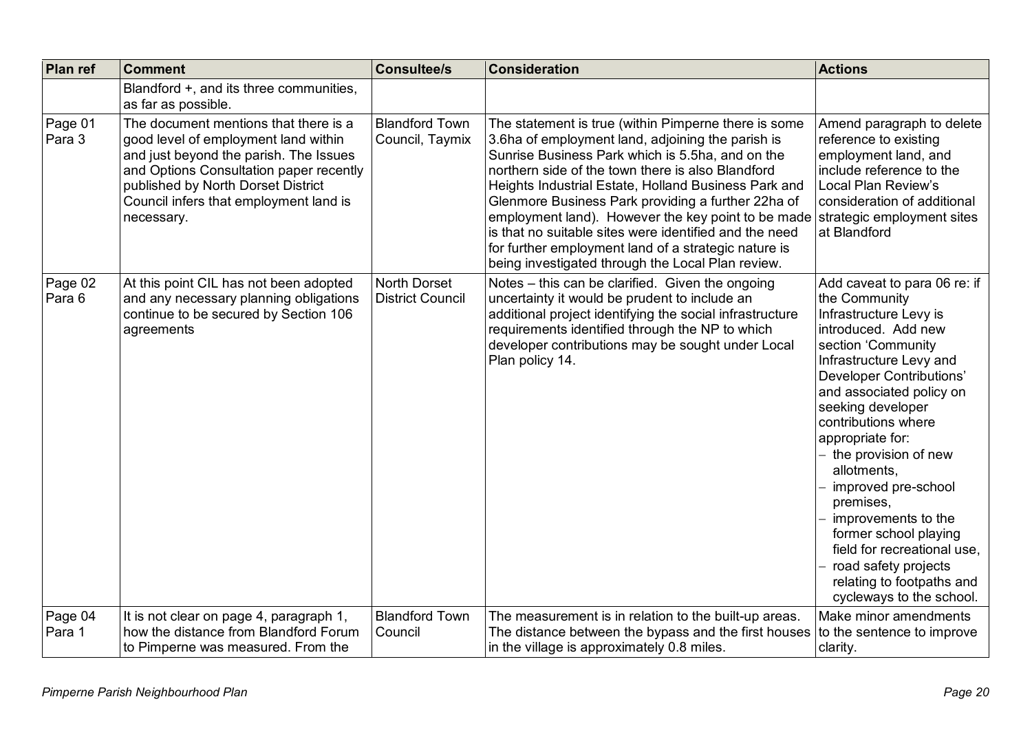| Plan ref | Comment | Consultee/s | Consideration | Actions |
|---|---|---|---|---|
| | Blandford +, and its three communities, as far as possible. | | | |
| Page 01 Para 3 | The document mentions that there is a good level of employment land within and just beyond the parish. The Issues and Options Consultation paper recently published by North Dorset District Council infers that employment land is necessary. | Blandford Town Council, Taymix | The statement is true (within Pimperne there is some 3.6ha of employment land, adjoining the parish is Sunrise Business Park which is 5.5ha, and on the northern side of the town there is also Blandford Heights Industrial Estate, Holland Business Park and Glenmore Business Park providing a further 22ha of employment land). However the key point to be made is that no suitable sites were identified and the need for further employment land of a strategic nature is being investigated through the Local Plan review. | Amend paragraph to delete reference to existing employment land, and include reference to the Local Plan Review's consideration of additional strategic employment sites at Blandford |
| Page 02 Para 6 | At this point CIL has not been adopted and any necessary planning obligations continue to be secured by Section 106 agreements | North Dorset District Council | Notes – this can be clarified. Given the ongoing uncertainty it would be prudent to include an additional project identifying the social infrastructure requirements identified through the NP to which developer contributions may be sought under Local Plan policy 14. | Add caveat to para 06 re: if the Community Infrastructure Levy is introduced. Add new section 'Community Infrastructure Levy and Developer Contributions' and associated policy on seeking developer contributions where appropriate for:<br>– the provision of new allotments,<br>– improved pre-school premises,<br>– improvements to the former school playing field for recreational use,<br>– road safety projects relating to footpaths and cycleways to the school. |
| Page 04 Para 1 | It is not clear on page 4, paragraph 1, how the distance from Blandford Forum to Pimperne was measured. From the | Blandford Town Council | The measurement is in relation to the built-up areas. The distance between the bypass and the first houses in the village is approximately 0.8 miles. | Make minor amendments to the sentence to improve clarity. |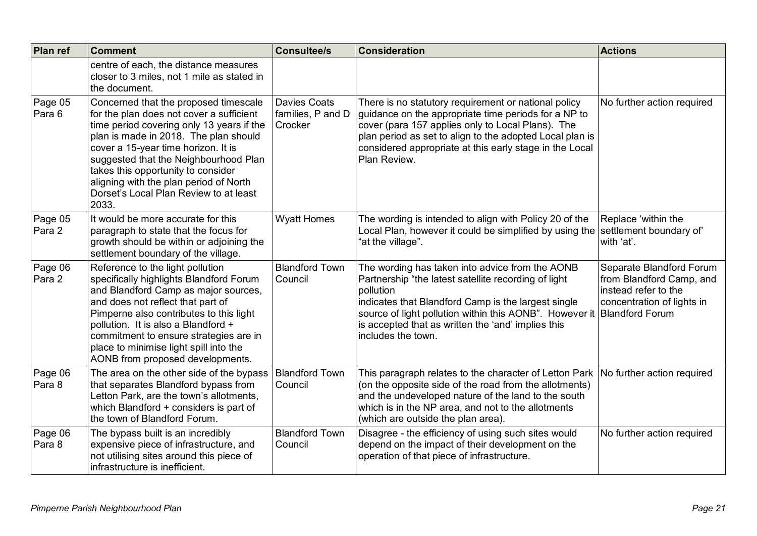| Plan ref | Comment | Consultee/s | Consideration | Actions |
|---|---|---|---|---|
| | centre of each, the distance measures closer to 3 miles, not 1 mile as stated in the document. | | | |
| Page 05 Para 6 | Concerned that the proposed timescale for the plan does not cover a sufficient time period covering only 13 years if the plan is made in 2018. The plan should cover a 15-year time horizon. It is suggested that the Neighbourhood Plan takes this opportunity to consider aligning with the plan period of North Dorset's Local Plan Review to at least 2033. | Davies Coats families, P and D Crocker | There is no statutory requirement or national policy guidance on the appropriate time periods for a NP to cover (para 157 applies only to Local Plans). The plan period as set to align to the adopted Local plan is considered appropriate at this early stage in the Local Plan Review. | No further action required |
| Page 05 Para 2 | It would be more accurate for this paragraph to state that the focus for growth should be within or adjoining the settlement boundary of the village. | Wyatt Homes | The wording is intended to align with Policy 20 of the Local Plan, however it could be simplified by using the "at the village". | Replace 'within the settlement boundary of' with 'at'. |
| Page 06 Para 2 | Reference to the light pollution specifically highlights Blandford Forum and Blandford Camp as major sources, and does not reflect that part of Pimperne also contributes to this light pollution. It is also a Blandford + commitment to ensure strategies are in place to minimise light spill into the AONB from proposed developments. | Blandford Town Council | The wording has taken into advice from the AONB Partnership "the latest satellite recording of light pollution indicates that Blandford Camp is the largest single source of light pollution within this AONB". However it is accepted that as written the 'and' implies this includes the town. | Separate Blandford Forum from Blandford Camp, and instead refer to the concentration of lights in Blandford Forum |
| Page 06 Para 8 | The area on the other side of the bypass that separates Blandford bypass from Letton Park, are the town's allotments, which Blandford + considers is part of the town of Blandford Forum. | Blandford Town Council | This paragraph relates to the character of Letton Park (on the opposite side of the road from the allotments) and the undeveloped nature of the land to the south which is in the NP area, and not to the allotments (which are outside the plan area). | No further action required |
| Page 06 Para 8 | The bypass built is an incredibly expensive piece of infrastructure, and not utilising sites around this piece of infrastructure is inefficient. | Blandford Town Council | Disagree - the efficiency of using such sites would depend on the impact of their development on the operation of that piece of infrastructure. | No further action required |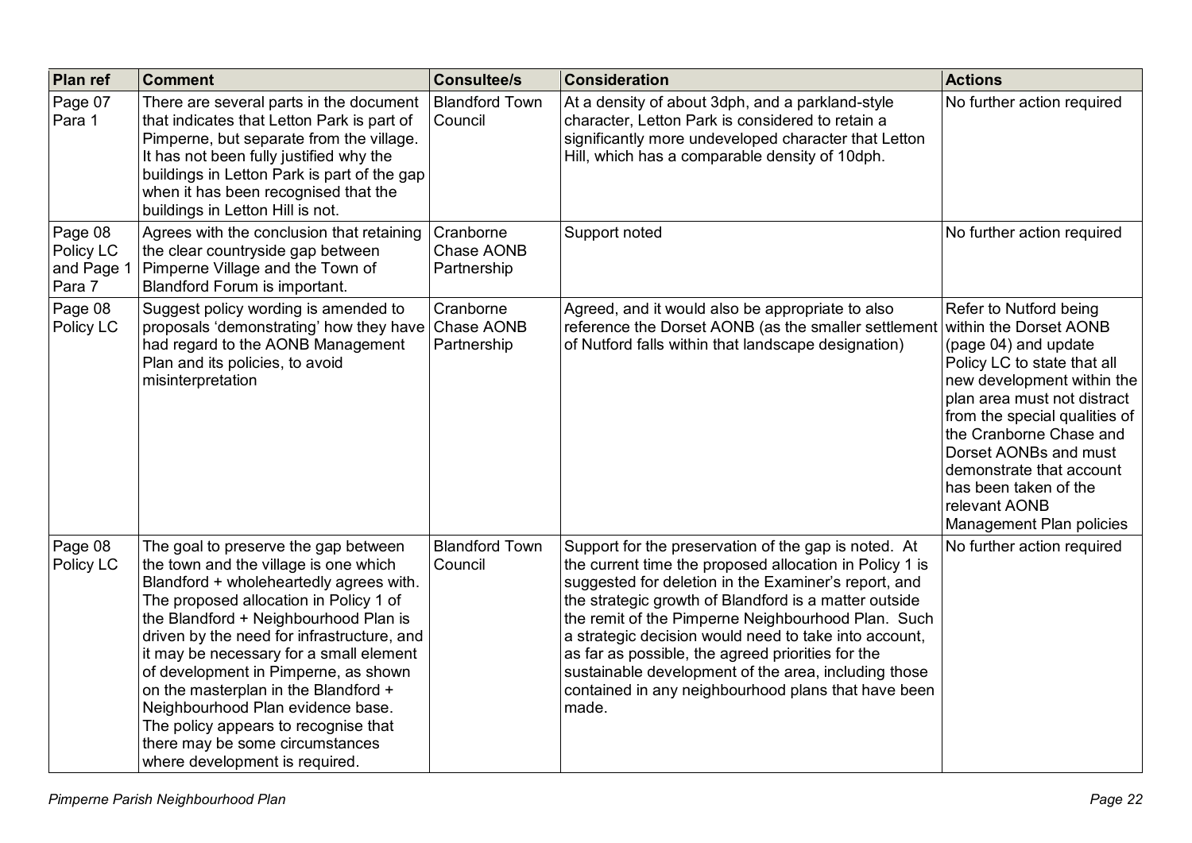| Plan ref | Comment | Consultee/s | Consideration | Actions |
|---|---|---|---|---|
| Page 07 Para 1 | There are several parts in the document that indicates that Letton Park is part of Pimperne, but separate from the village. It has not been fully justified why the buildings in Letton Park is part of the gap when it has been recognised that the buildings in Letton Hill is not. | Blandford Town Council | At a density of about 3dph, and a parkland-style character, Letton Park is considered to retain a significantly more undeveloped character that Letton Hill, which has a comparable density of 10dph. | No further action required |
| Page 08 Policy LC and Page 1 Para 7 | Agrees with the conclusion that retaining the clear countryside gap between Pimperne Village and the Town of Blandford Forum is important. | Cranborne Chase AONB Partnership | Support noted | No further action required |
| Page 08 Policy LC | Suggest policy wording is amended to proposals 'demonstrating' how they have had regard to the AONB Management Plan and its policies, to avoid misinterpretation | Cranborne Chase AONB Partnership | Agreed, and it would also be appropriate to also reference the Dorset AONB (as the smaller settlement of Nutford falls within that landscape designation) | Refer to Nutford being within the Dorset AONB (page 04) and update Policy LC to state that all new development within the plan area must not distract from the special qualities of the Cranborne Chase and Dorset AONBs and must demonstrate that account has been taken of the relevant AONB Management Plan policies |
| Page 08 Policy LC | The goal to preserve the gap between the town and the village is one which Blandford + wholeheartedly agrees with. The proposed allocation in Policy 1 of the Blandford + Neighbourhood Plan is driven by the need for infrastructure, and it may be necessary for a small element of development in Pimperne, as shown on the masterplan in the Blandford + Neighbourhood Plan evidence base. The policy appears to recognise that there may be some circumstances where development is required. | Blandford Town Council | Support for the preservation of the gap is noted. At the current time the proposed allocation in Policy 1 is suggested for deletion in the Examiner's report, and the strategic growth of Blandford is a matter outside the remit of the Pimperne Neighbourhood Plan. Such a strategic decision would need to take into account, as far as possible, the agreed priorities for the sustainable development of the area, including those contained in any neighbourhood plans that have been made. | No further action required |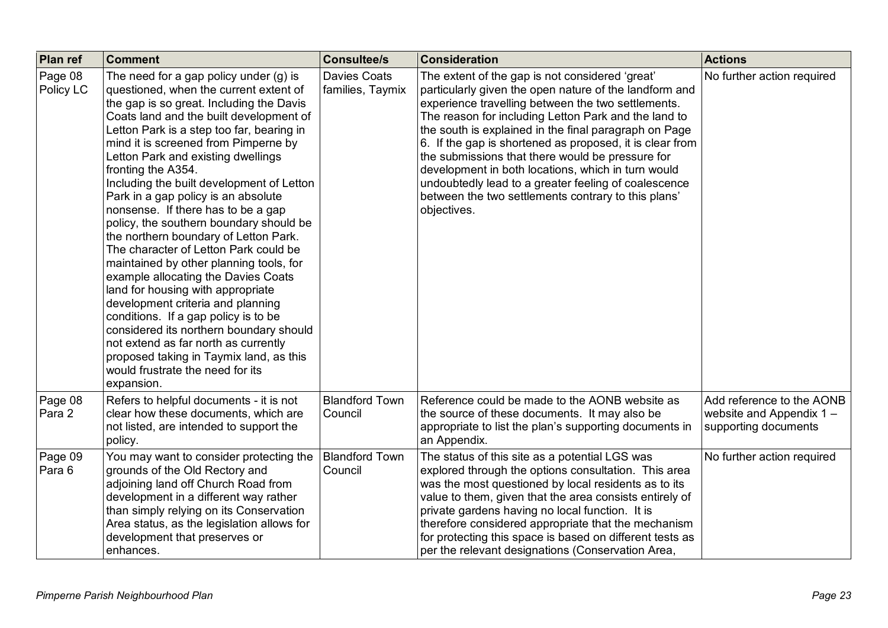| Plan ref | Comment | Consultee/s | Consideration | Actions |
|---|---|---|---|---|
| Page 08 Policy LC | The need for a gap policy under (g) is questioned, when the current extent of the gap is so great. Including the Davis Coats land and the built development of Letton Park is a step too far, bearing in mind it is screened from Pimperne by Letton Park and existing dwellings fronting the A354. Including the built development of Letton Park in a gap policy is an absolute nonsense. If there has to be a gap policy, the southern boundary should be the northern boundary of Letton Park. The character of Letton Park could be maintained by other planning tools, for example allocating the Davies Coats land for housing with appropriate development criteria and planning conditions. If a gap policy is to be considered its northern boundary should not extend as far north as currently proposed taking in Taymix land, as this would frustrate the need for its expansion. | Davies Coats families, Taymix | The extent of the gap is not considered 'great' particularly given the open nature of the landform and experience travelling between the two settlements. The reason for including Letton Park and the land to the south is explained in the final paragraph on Page 6. If the gap is shortened as proposed, it is clear from the submissions that there would be pressure for development in both locations, which in turn would undoubtedly lead to a greater feeling of coalescence between the two settlements contrary to this plans' objectives. | No further action required |
| Page 08 Para 2 | Refers to helpful documents - it is not clear how these documents, which are not listed, are intended to support the policy. | Blandford Town Council | Reference could be made to the AONB website as the source of these documents. It may also be appropriate to list the plan's supporting documents in an Appendix. | Add reference to the AONB website and Appendix 1 – supporting documents |
| Page 09 Para 6 | You may want to consider protecting the grounds of the Old Rectory and adjoining land off Church Road from development in a different way rather than simply relying on its Conservation Area status, as the legislation allows for development that preserves or enhances. | Blandford Town Council | The status of this site as a potential LGS was explored through the options consultation. This area was the most questioned by local residents as to its value to them, given that the area consists entirely of private gardens having no local function. It is therefore considered appropriate that the mechanism for protecting this space is based on different tests as per the relevant designations (Conservation Area, | No further action required |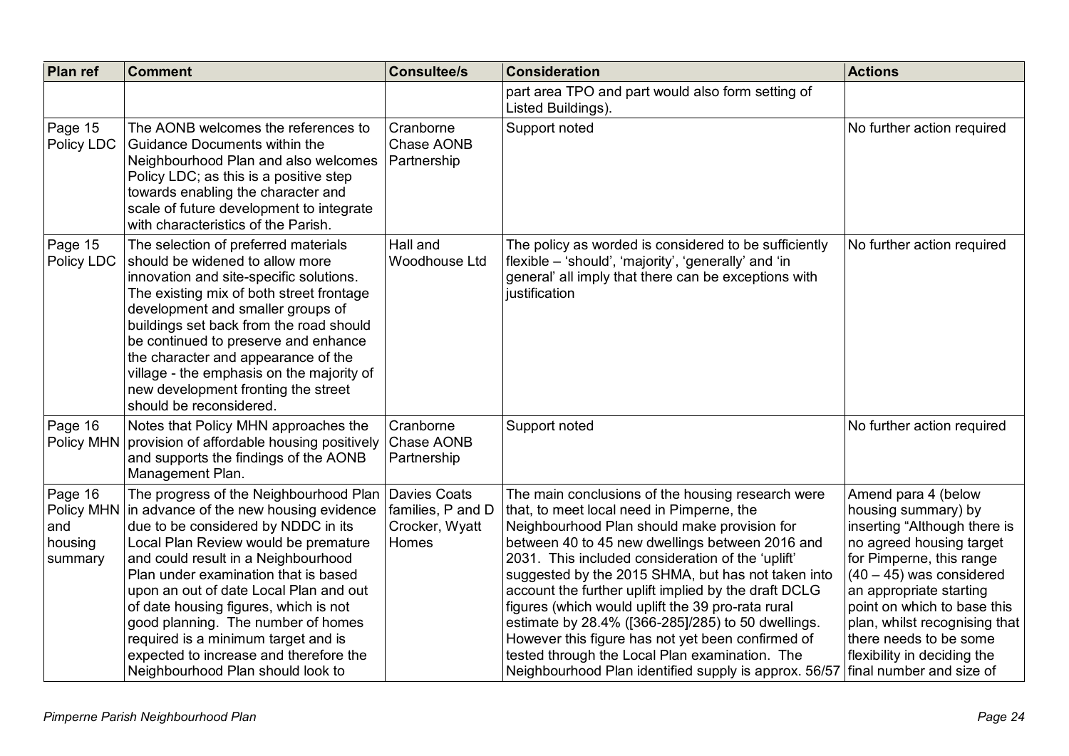| Plan ref | Comment | Consultee/s | Consideration | Actions |
|---|---|---|---|---|
| | | | part area TPO and part would also form setting of Listed Buildings). | |
| Page 15 Policy LDC | The AONB welcomes the references to Guidance Documents within the Neighbourhood Plan and also welcomes Policy LDC; as this is a positive step towards enabling the character and scale of future development to integrate with characteristics of the Parish. | Cranborne Chase AONB Partnership | Support noted | No further action required |
| Page 15 Policy LDC | The selection of preferred materials should be widened to allow more innovation and site-specific solutions. The existing mix of both street frontage development and smaller groups of buildings set back from the road should be continued to preserve and enhance the character and appearance of the village - the emphasis on the majority of new development fronting the street should be reconsidered. | Hall and Woodhouse Ltd | The policy as worded is considered to be sufficiently flexible – 'should', 'majority', 'generally' and 'in general' all imply that there can be exceptions with justification | No further action required |
| Page 16 Policy MHN | Notes that Policy MHN approaches the provision of affordable housing positively and supports the findings of the AONB Management Plan. | Cranborne Chase AONB Partnership | Support noted | No further action required |
| Page 16 Policy MHN and housing summary | The progress of the Neighbourhood Plan in advance of the new housing evidence due to be considered by NDDC in its Local Plan Review would be premature and could result in a Neighbourhood Plan under examination that is based upon an out of date Local Plan and out of date housing figures, which is not good planning. The number of homes required is a minimum target and is expected to increase and therefore the Neighbourhood Plan should look to | Davies Coats families, P and D Crocker, Wyatt Homes | The main conclusions of the housing research were that, to meet local need in Pimperne, the Neighbourhood Plan should make provision for between 40 to 45 new dwellings between 2016 and 2031. This included consideration of the 'uplift' suggested by the 2015 SHMA, but has not taken into account the further uplift implied by the draft DCLG figures (which would uplift the 39 pro-rata rural estimate by 28.4% ([366-285]/285) to 50 dwellings. However this figure has not yet been confirmed of tested through the Local Plan examination. The Neighbourhood Plan identified supply is approx. 56/57 | Amend para 4 (below housing summary) by inserting "Although there is no agreed housing target for Pimperne, this range (40 – 45) was considered an appropriate starting point on which to base this plan, whilst recognising that there needs to be some flexibility in deciding the final number and size of |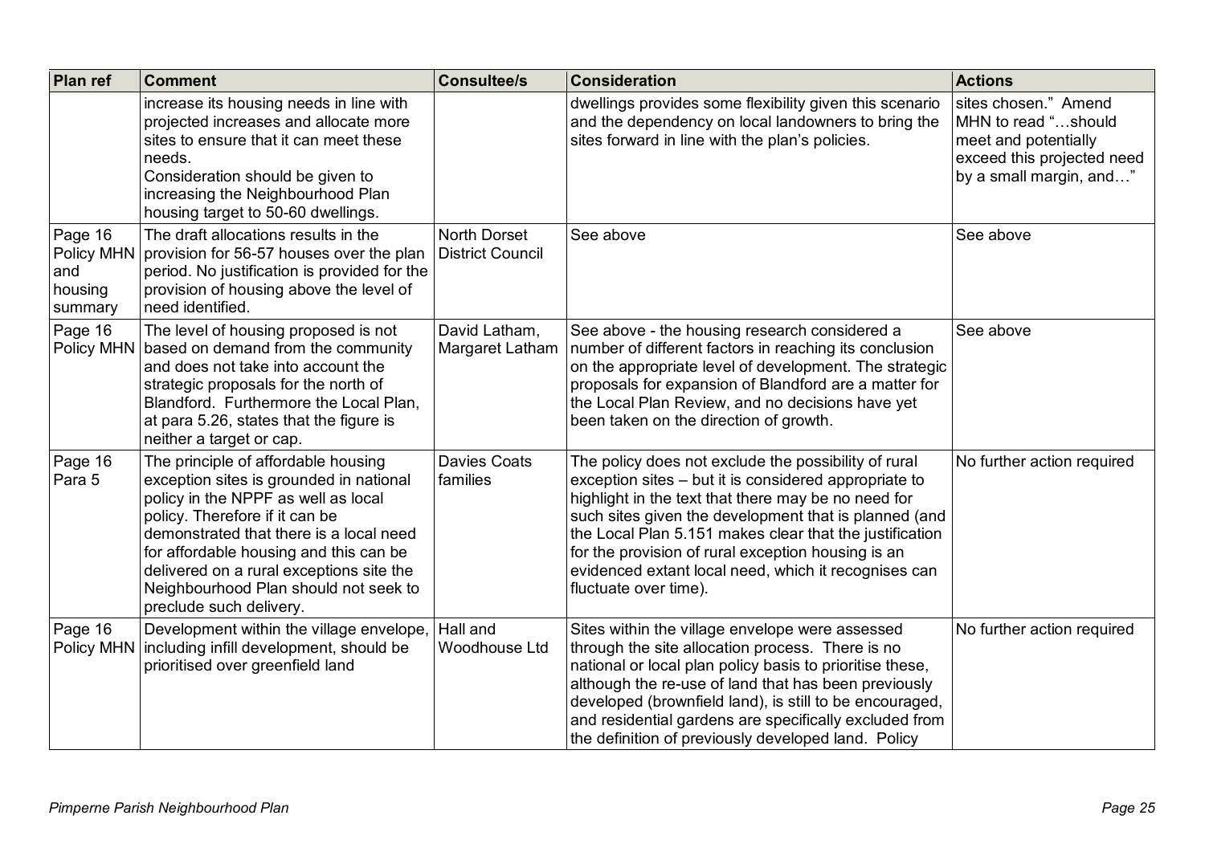| Plan ref | Comment | Consultee/s | Consideration | Actions |
|---|---|---|---|---|
| | increase its housing needs in line with projected increases and allocate more sites to ensure that it can meet these needs.<br>Consideration should be given to increasing the Neighbourhood Plan housing target to 50-60 dwellings. | | dwellings provides some flexibility given this scenario and the dependency on local landowners to bring the sites forward in line with the plan's policies. | sites chosen." Amend MHN to read "…should meet and potentially exceed this projected need by a small margin, and…" |
| Page 16 Policy MHN and housing summary | The draft allocations results in the provision for 56-57 houses over the plan period. No justification is provided for the provision of housing above the level of need identified. | North Dorset District Council | See above | See above |
| Page 16 Policy MHN | The level of housing proposed is not based on demand from the community and does not take into account the strategic proposals for the north of Blandford. Furthermore the Local Plan, at para 5.26, states that the figure is neither a target or cap. | David Latham, Margaret Latham | See above - the housing research considered a number of different factors in reaching its conclusion on the appropriate level of development. The strategic proposals for expansion of Blandford are a matter for the Local Plan Review, and no decisions have yet been taken on the direction of growth. | See above |
| Page 16 Para 5 | The principle of affordable housing exception sites is grounded in national policy in the NPPF as well as local policy. Therefore if it can be demonstrated that there is a local need for affordable housing and this can be delivered on a rural exceptions site the Neighbourhood Plan should not seek to preclude such delivery. | Davies Coats families | The policy does not exclude the possibility of rural exception sites – but it is considered appropriate to highlight in the text that there may be no need for such sites given the development that is planned (and the Local Plan 5.151 makes clear that the justification for the provision of rural exception housing is an evidenced extant local need, which it recognises can fluctuate over time). | No further action required |
| Page 16 Policy MHN | Development within the village envelope, including infill development, should be prioritised over greenfield land | Hall and Woodhouse Ltd | Sites within the village envelope were assessed through the site allocation process. There is no national or local plan policy basis to prioritise these, although the re-use of land that has been previously developed (brownfield land), is still to be encouraged, and residential gardens are specifically excluded from the definition of previously developed land. Policy | No further action required |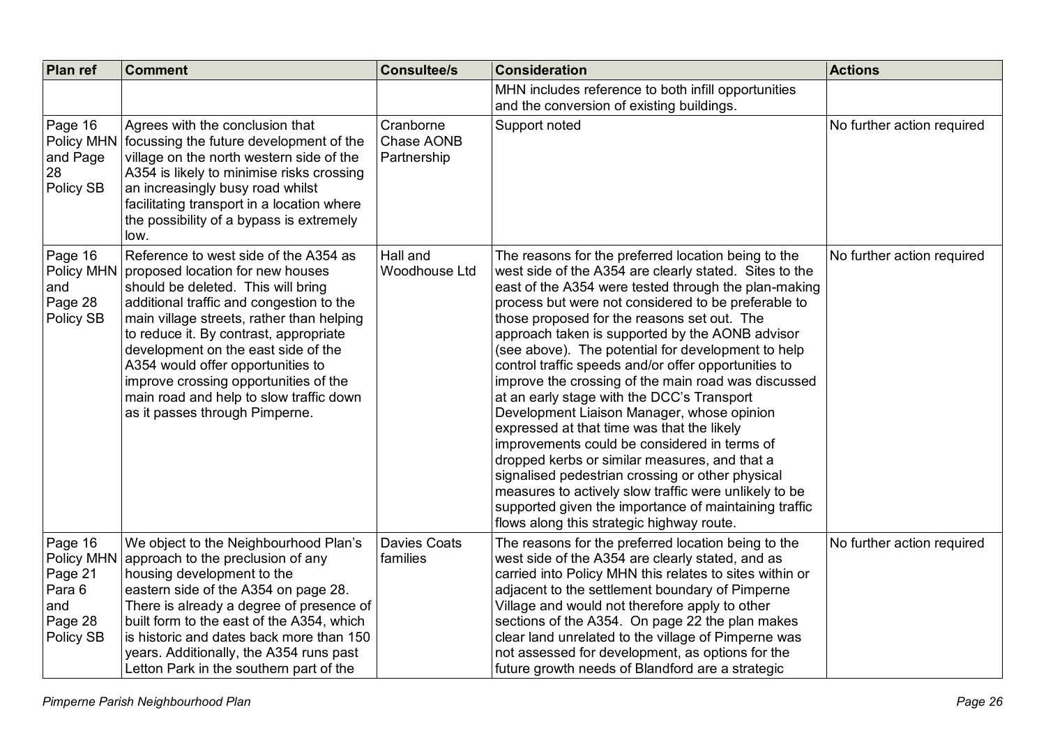| Plan ref | Comment | Consultee/s | Consideration | Actions |
|---|---|---|---|---|
| | | | MHN includes reference to both infill opportunities and the conversion of existing buildings. | |
| Page 16 Policy MHN and Page 28 Policy SB | Agrees with the conclusion that focussing the future development of the village on the north western side of the A354 is likely to minimise risks crossing an increasingly busy road whilst facilitating transport in a location where the possibility of a bypass is extremely low. | Cranborne Chase AONB Partnership | Support noted | No further action required |
| Page 16 Policy MHN and Page 28 Policy SB | Reference to west side of the A354 as proposed location for new houses should be deleted. This will bring additional traffic and congestion to the main village streets, rather than helping to reduce it. By contrast, appropriate development on the east side of the A354 would offer opportunities to improve crossing opportunities of the main road and help to slow traffic down as it passes through Pimperne. | Hall and Woodhouse Ltd | The reasons for the preferred location being to the west side of the A354 are clearly stated. Sites to the east of the A354 were tested through the plan-making process but were not considered to be preferable to those proposed for the reasons set out. The approach taken is supported by the AONB advisor (see above). The potential for development to help control traffic speeds and/or offer opportunities to improve the crossing of the main road was discussed at an early stage with the DCC's Transport Development Liaison Manager, whose opinion expressed at that time was that the likely improvements could be considered in terms of dropped kerbs or similar measures, and that a signalised pedestrian crossing or other physical measures to actively slow traffic were unlikely to be supported given the importance of maintaining traffic flows along this strategic highway route. | No further action required |
| Page 16 Policy MHN Page 21 Para 6 and Page 28 Policy SB | We object to the Neighbourhood Plan's approach to the preclusion of any housing development to the eastern side of the A354 on page 28. There is already a degree of presence of built form to the east of the A354, which is historic and dates back more than 150 years. Additionally, the A354 runs past Letton Park in the southern part of the | Davies Coats families | The reasons for the preferred location being to the west side of the A354 are clearly stated, and as carried into Policy MHN this relates to sites within or adjacent to the settlement boundary of Pimperne Village and would not therefore apply to other sections of the A354. On page 22 the plan makes clear land unrelated to the village of Pimperne was not assessed for development, as options for the future growth needs of Blandford are a strategic | No further action required |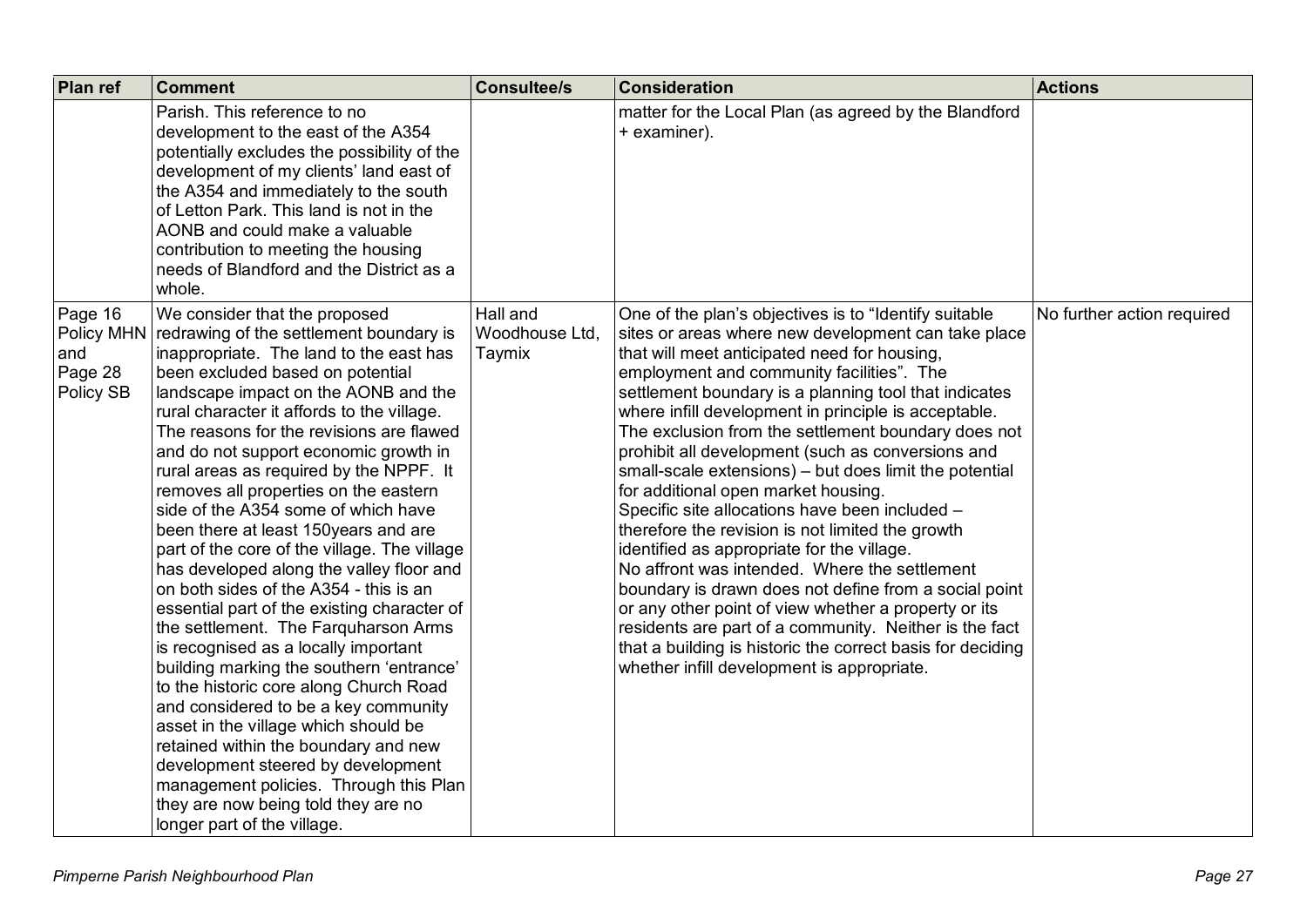| Plan ref | Comment | Consultee/s | Consideration | Actions |
|---|---|---|---|---|
| | Parish. This reference to no development to the east of the A354 potentially excludes the possibility of the development of my clients' land east of the A354 and immediately to the south of Letton Park. This land is not in the AONB and could make a valuable contribution to meeting the housing needs of Blandford and the District as a whole. | | matter for the Local Plan (as agreed by the Blandford + examiner). | |
| Page 16 Policy MHN and Page 28 Policy SB | We consider that the proposed redrawing of the settlement boundary is inappropriate. The land to the east has been excluded based on potential landscape impact on the AONB and the rural character it affords to the village. The reasons for the revisions are flawed and do not support economic growth in rural areas as required by the NPPF. It removes all properties on the eastern side of the A354 some of which have been there at least 150years and are part of the core of the village. The village has developed along the valley floor and on both sides of the A354 - this is an essential part of the existing character of the settlement. The Farquharson Arms is recognised as a locally important building marking the southern 'entrance' to the historic core along Church Road and considered to be a key community asset in the village which should be retained within the boundary and new development steered by development management policies. Through this Plan they are now being told they are no longer part of the village. | Hall and Woodhouse Ltd, Taymix | One of the plan's objectives is to "Identify suitable sites or areas where new development can take place that will meet anticipated need for housing, employment and community facilities". The settlement boundary is a planning tool that indicates where infill development in principle is acceptable. The exclusion from the settlement boundary does not prohibit all development (such as conversions and small-scale extensions) – but does limit the potential for additional open market housing.<br>Specific site allocations have been included – therefore the revision is not limited the growth identified as appropriate for the village.<br>No affront was intended. Where the settlement boundary is drawn does not define from a social point or any other point of view whether a property or its residents are part of a community. Neither is the fact that a building is historic the correct basis for deciding whether infill development is appropriate. | No further action required |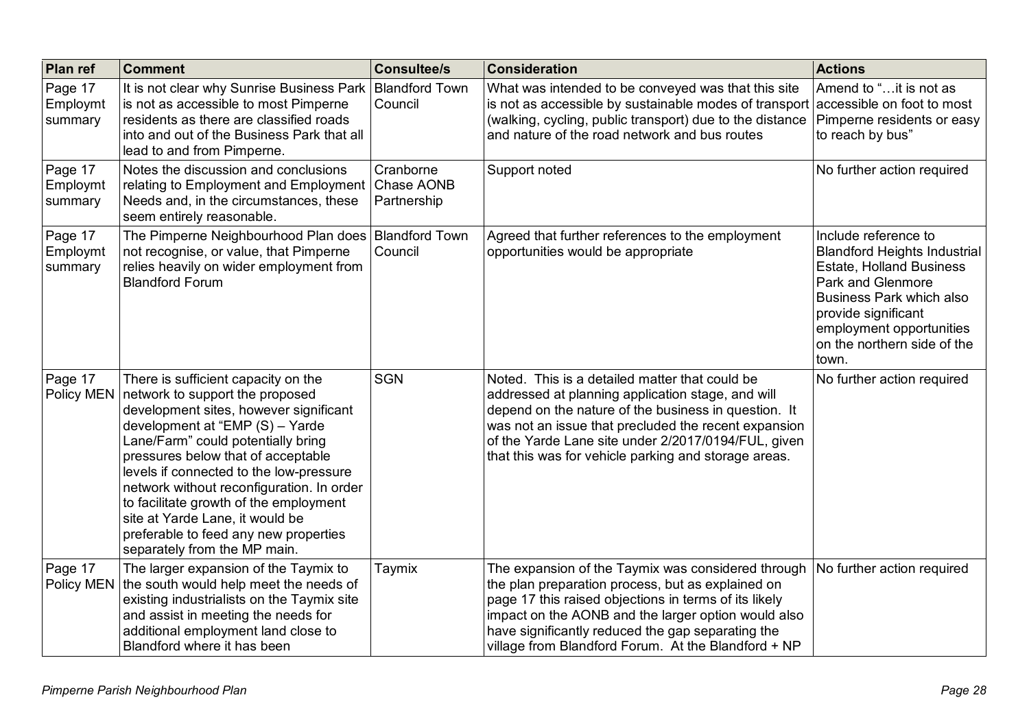| Plan ref | Comment | Consultee/s | Consideration | Actions |
|---|---|---|---|---|
| Page 17 Employmt summary | It is not clear why Sunrise Business Park is not as accessible to most Pimperne residents as there are classified roads into and out of the Business Park that all lead to and from Pimperne. | Blandford Town Council | What was intended to be conveyed was that this site is not as accessible by sustainable modes of transport (walking, cycling, public transport) due to the distance and nature of the road network and bus routes | Amend to "…it is not as accessible on foot to most Pimperne residents or easy to reach by bus" |
| Page 17 Employmt summary | Notes the discussion and conclusions relating to Employment and Employment Needs and, in the circumstances, these seem entirely reasonable. | Cranborne Chase AONB Partnership | Support noted | No further action required |
| Page 17 Employmt summary | The Pimperne Neighbourhood Plan does not recognise, or value, that Pimperne relies heavily on wider employment from Blandford Forum | Blandford Town Council | Agreed that further references to the employment opportunities would be appropriate | Include reference to Blandford Heights Industrial Estate, Holland Business Park and Glenmore Business Park which also provide significant employment opportunities on the northern side of the town. |
| Page 17 Policy MEN | There is sufficient capacity on the network to support the proposed development sites, however significant development at "EMP (S) – Yarde Lane/Farm" could potentially bring pressures below that of acceptable levels if connected to the low-pressure network without reconfiguration. In order to facilitate growth of the employment site at Yarde Lane, it would be preferable to feed any new properties separately from the MP main. | SGN | Noted. This is a detailed matter that could be addressed at planning application stage, and will depend on the nature of the business in question. It was not an issue that precluded the recent expansion of the Yarde Lane site under 2/2017/0194/FUL, given that this was for vehicle parking and storage areas. | No further action required |
| Page 17 Policy MEN | The larger expansion of the Taymix to the south would help meet the needs of existing industrialists on the Taymix site and assist in meeting the needs for additional employment land close to Blandford where it has been | Taymix | The expansion of the Taymix was considered through the plan preparation process, but as explained on page 17 this raised objections in terms of its likely impact on the AONB and the larger option would also have significantly reduced the gap separating the village from Blandford Forum. At the Blandford + NP | No further action required |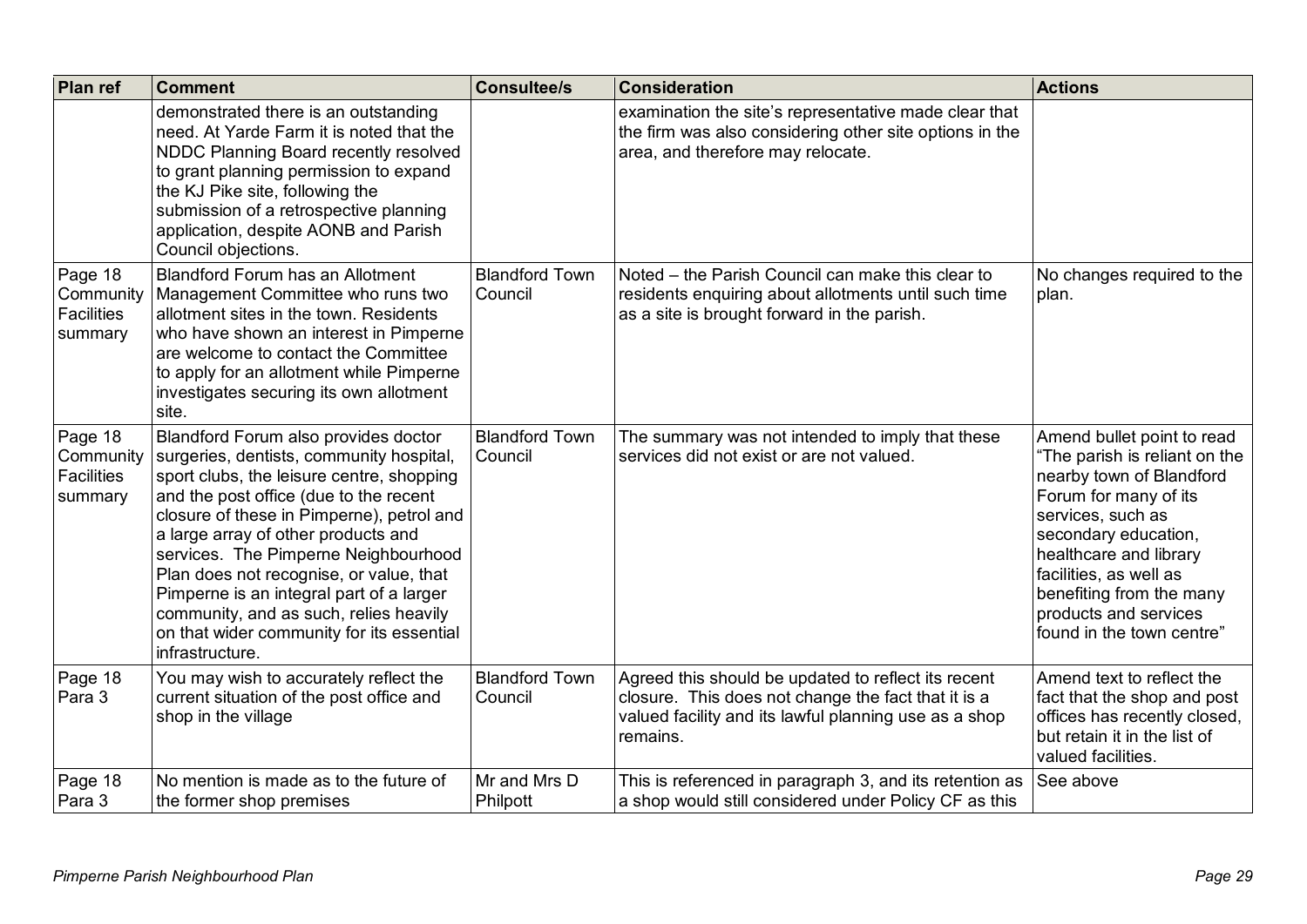| Plan ref | Comment | Consultee/s | Consideration | Actions |
|---|---|---|---|---|
| | demonstrated there is an outstanding need. At Yarde Farm it is noted that the NDDC Planning Board recently resolved to grant planning permission to expand the KJ Pike site, following the submission of a retrospective planning application, despite AONB and Parish Council objections. | | examination the site's representative made clear that the firm was also considering other site options in the area, and therefore may relocate. | |
| Page 18 Community Facilities summary | Blandford Forum has an Allotment Management Committee who runs two allotment sites in the town. Residents who have shown an interest in Pimperne are welcome to contact the Committee to apply for an allotment while Pimperne investigates securing its own allotment site. | Blandford Town Council | Noted – the Parish Council can make this clear to residents enquiring about allotments until such time as a site is brought forward in the parish. | No changes required to the plan. |
| Page 18 Community Facilities summary | Blandford Forum also provides doctor surgeries, dentists, community hospital, sport clubs, the leisure centre, shopping and the post office (due to the recent closure of these in Pimperne), petrol and a large array of other products and services. The Pimperne Neighbourhood Plan does not recognise, or value, that Pimperne is an integral part of a larger community, and as such, relies heavily on that wider community for its essential infrastructure. | Blandford Town Council | The summary was not intended to imply that these services did not exist or are not valued. | Amend bullet point to read "The parish is reliant on the nearby town of Blandford Forum for many of its services, such as secondary education, healthcare and library facilities, as well as benefiting from the many products and services found in the town centre" |
| Page 18 Para 3 | You may wish to accurately reflect the current situation of the post office and shop in the village | Blandford Town Council | Agreed this should be updated to reflect its recent closure. This does not change the fact that it is a valued facility and its lawful planning use as a shop remains. | Amend text to reflect the fact that the shop and post offices has recently closed, but retain it in the list of valued facilities. |
| Page 18 Para 3 | No mention is made as to the future of the former shop premises | Mr and Mrs D Philpott | This is referenced in paragraph 3, and its retention as a shop would still considered under Policy CF as this | See above |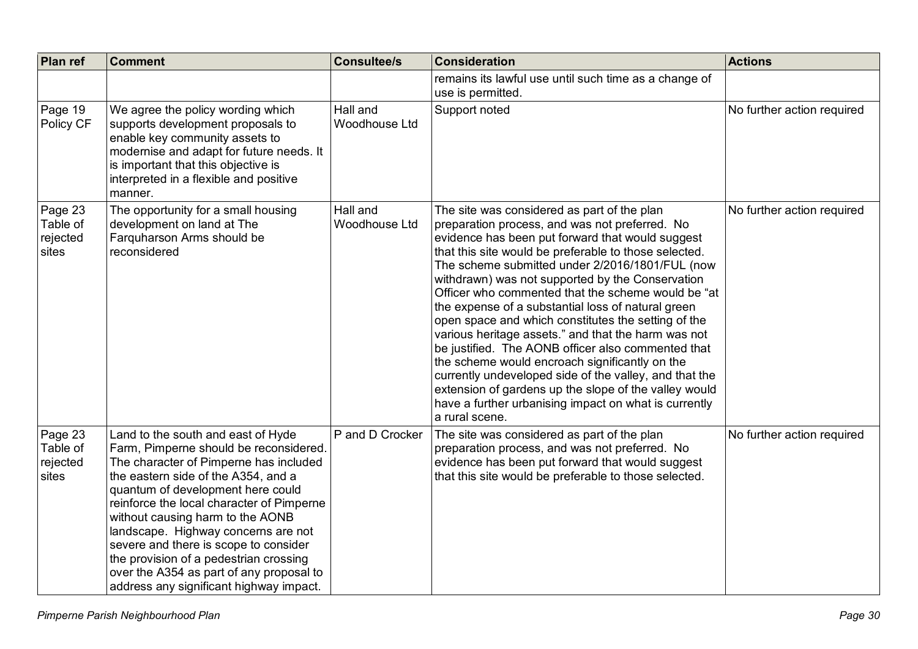| Plan ref | Comment | Consultee/s | Consideration | Actions |
|---|---|---|---|---|
| | | | remains its lawful use until such time as a change of use is permitted. | |
| Page 19 Policy CF | We agree the policy wording which supports development proposals to enable key community assets to modernise and adapt for future needs. It is important that this objective is interpreted in a flexible and positive manner. | Hall and Woodhouse Ltd | Support noted | No further action required |
| Page 23 Table of rejected sites | The opportunity for a small housing development on land at The Farquharson Arms should be reconsidered | Hall and Woodhouse Ltd | The site was considered as part of the plan preparation process, and was not preferred. No evidence has been put forward that would suggest that this site would be preferable to those selected. The scheme submitted under 2/2016/1801/FUL (now withdrawn) was not supported by the Conservation Officer who commented that the scheme would be "at the expense of a substantial loss of natural green open space and which constitutes the setting of the various heritage assets." and that the harm was not be justified. The AONB officer also commented that the scheme would encroach significantly on the currently undeveloped side of the valley, and that the extension of gardens up the slope of the valley would have a further urbanising impact on what is currently a rural scene. | No further action required |
| Page 23 Table of rejected sites | Land to the south and east of Hyde Farm, Pimperne should be reconsidered. The character of Pimperne has included the eastern side of the A354, and a quantum of development here could reinforce the local character of Pimperne without causing harm to the AONB landscape. Highway concerns are not severe and there is scope to consider the provision of a pedestrian crossing over the A354 as part of any proposal to address any significant highway impact. | P and D Crocker | The site was considered as part of the plan preparation process, and was not preferred. No evidence has been put forward that would suggest that this site would be preferable to those selected. | No further action required |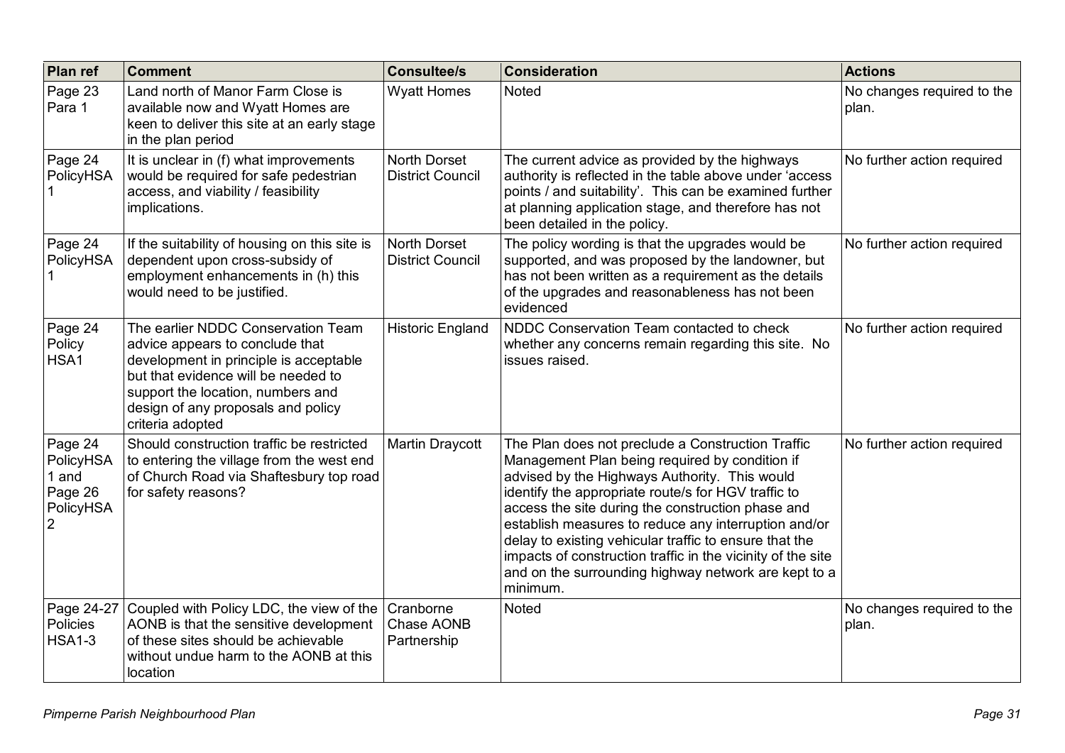| Plan ref | Comment | Consultee/s | Consideration | Actions |
|---|---|---|---|---|
| Page 23 Para 1 | Land north of Manor Farm Close is available now and Wyatt Homes are keen to deliver this site at an early stage in the plan period | Wyatt Homes | Noted | No changes required to the plan. |
| Page 24 PolicyHSA 1 | It is unclear in (f) what improvements would be required for safe pedestrian access, and viability / feasibility implications. | North Dorset District Council | The current advice as provided by the highways authority is reflected in the table above under 'access points / and suitability'. This can be examined further at planning application stage, and therefore has not been detailed in the policy. | No further action required |
| Page 24 PolicyHSA 1 | If the suitability of housing on this site is dependent upon cross-subsidy of employment enhancements in (h) this would need to be justified. | North Dorset District Council | The policy wording is that the upgrades would be supported, and was proposed by the landowner, but has not been written as a requirement as the details of the upgrades and reasonableness has not been evidenced | No further action required |
| Page 24 Policy HSA1 | The earlier NDDC Conservation Team advice appears to conclude that development in principle is acceptable but that evidence will be needed to support the location, numbers and design of any proposals and policy criteria adopted | Historic England | NDDC Conservation Team contacted to check whether any concerns remain regarding this site. No issues raised. | No further action required |
| Page 24 PolicyHSA 1 and Page 26 PolicyHSA 2 | Should construction traffic be restricted to entering the village from the west end of Church Road via Shaftesbury top road for safety reasons? | Martin Draycott | The Plan does not preclude a Construction Traffic Management Plan being required by condition if advised by the Highways Authority. This would identify the appropriate route/s for HGV traffic to access the site during the construction phase and establish measures to reduce any interruption and/or delay to existing vehicular traffic to ensure that the impacts of construction traffic in the vicinity of the site and on the surrounding highway network are kept to a minimum. | No further action required |
| Page 24-27 Policies HSA1-3 | Coupled with Policy LDC, the view of the AONB is that the sensitive development of these sites should be achievable without undue harm to the AONB at this location | Cranborne Chase AONB Partnership | Noted | No changes required to the plan. |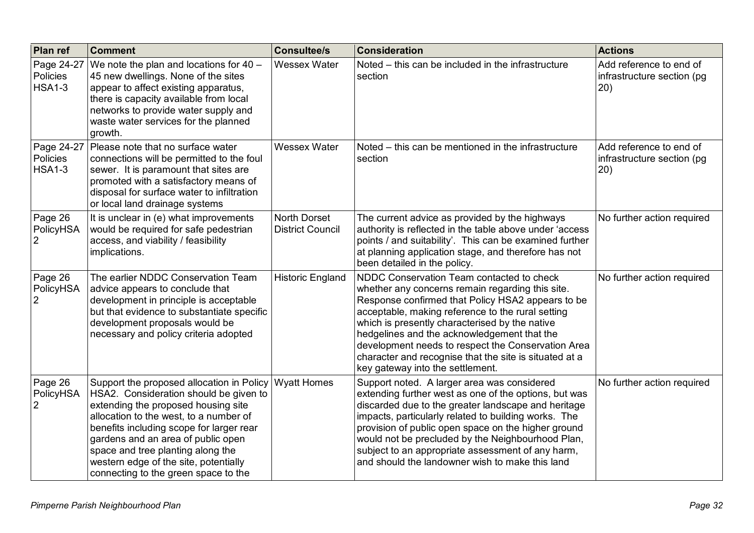| Plan ref | Comment | Consultee/s | Consideration | Actions |
|---|---|---|---|---|
| Page 24-27 Policies HSA1-3 | We note the plan and locations for 40 – 45 new dwellings. None of the sites appear to affect existing apparatus, there is capacity available from local networks to provide water supply and waste water services for the planned growth. | Wessex Water | Noted – this can be included in the infrastructure section | Add reference to end of infrastructure section (pg 20) |
| Page 24-27 Policies HSA1-3 | Please note that no surface water connections will be permitted to the foul sewer. It is paramount that sites are promoted with a satisfactory means of disposal for surface water to infiltration or local land drainage systems | Wessex Water | Noted – this can be mentioned in the infrastructure section | Add reference to end of infrastructure section (pg 20) |
| Page 26 PolicyHSA 2 | It is unclear in (e) what improvements would be required for safe pedestrian access, and viability / feasibility implications. | North Dorset District Council | The current advice as provided by the highways authority is reflected in the table above under 'access points / and suitability'. This can be examined further at planning application stage, and therefore has not been detailed in the policy. | No further action required |
| Page 26 PolicyHSA 2 | The earlier NDDC Conservation Team advice appears to conclude that development in principle is acceptable but that evidence to substantiate specific development proposals would be necessary and policy criteria adopted | Historic England | NDDC Conservation Team contacted to check whether any concerns remain regarding this site. Response confirmed that Policy HSA2 appears to be acceptable, making reference to the rural setting which is presently characterised by the native hedgelines and the acknowledgement that the development needs to respect the Conservation Area character and recognise that the site is situated at a key gateway into the settlement. | No further action required |
| Page 26 PolicyHSA 2 | Support the proposed allocation in Policy HSA2. Consideration should be given to extending the proposed housing site allocation to the west, to a number of benefits including scope for larger rear gardens and an area of public open space and tree planting along the western edge of the site, potentially connecting to the green space to the | Wyatt Homes | Support noted. A larger area was considered extending further west as one of the options, but was discarded due to the greater landscape and heritage impacts, particularly related to building works. The provision of public open space on the higher ground would not be precluded by the Neighbourhood Plan, subject to an appropriate assessment of any harm, and should the landowner wish to make this land | No further action required |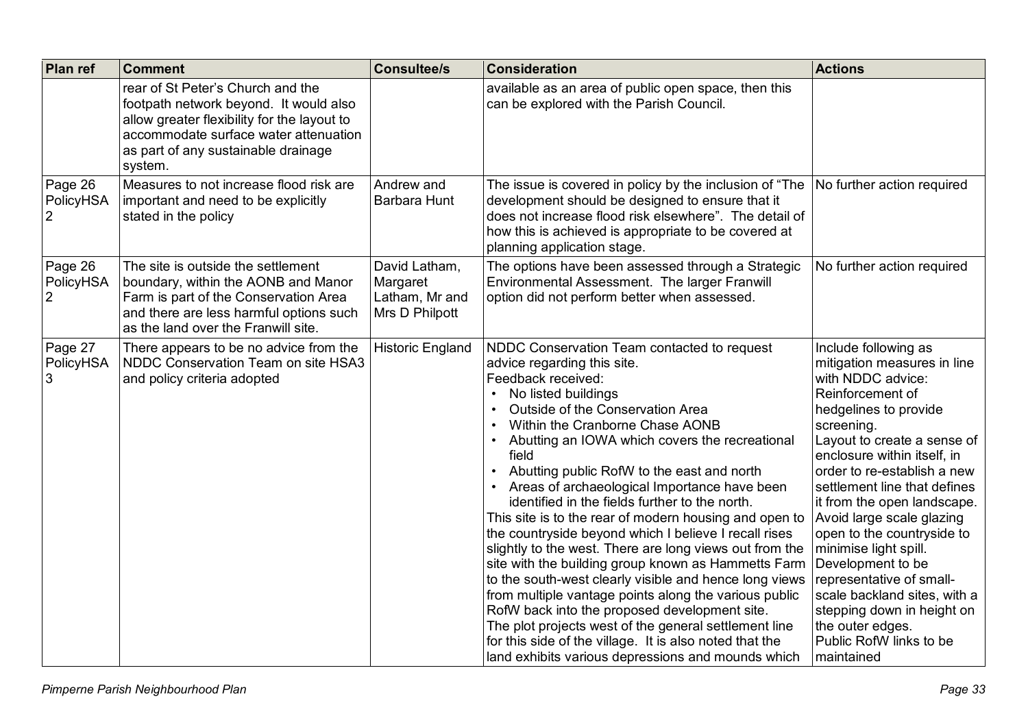| Plan ref | Comment | Consultee/s | Consideration | Actions |
|---|---|---|---|---|
| | rear of St Peter's Church and the footpath network beyond. It would also allow greater flexibility for the layout to accommodate surface water attenuation as part of any sustainable drainage system. | | available as an area of public open space, then this can be explored with the Parish Council. | |
| Page 26 PolicyHSA 2 | Measures to not increase flood risk are important and need to be explicitly stated in the policy | Andrew and Barbara Hunt | The issue is covered in policy by the inclusion of "The development should be designed to ensure that it does not increase flood risk elsewhere". The detail of how this is achieved is appropriate to be covered at planning application stage. | No further action required |
| Page 26 PolicyHSA 2 | The site is outside the settlement boundary, within the AONB and Manor Farm is part of the Conservation Area and there are less harmful options such as the land over the Franwill site. | David Latham, Margaret Latham, Mr and Mrs D Philpott | The options have been assessed through a Strategic Environmental Assessment. The larger Franwill option did not perform better when assessed. | No further action required |
| Page 27 PolicyHSA 3 | There appears to be no advice from the NDDC Conservation Team on site HSA3 and policy criteria adopted | Historic England | NDDC Conservation Team contacted to request advice regarding this site.<br>Feedback received:<br>• No listed buildings<br>• Outside of the Conservation Area<br>• Within the Cranborne Chase AONB<br>• Abutting an IOWA which covers the recreational field<br>• Abutting public RofW to the east and north<br>• Areas of archaeological Importance have been identified in the fields further to the north.<br>This site is to the rear of modern housing and open to the countryside beyond which I believe I recall rises slightly to the west. There are long views out from the site with the building group known as Hammetts Farm to the south-west clearly visible and hence long views from multiple vantage points along the various public RofW back into the proposed development site.<br>The plot projects west of the general settlement line for this side of the village. It is also noted that the land exhibits various depressions and mounds which | Include following as mitigation measures in line with NDDC advice:<br>Reinforcement of hedgelines to provide screening.<br>Layout to create a sense of enclosure within itself, in order to re-establish a new settlement line that defines it from the open landscape.<br>Avoid large scale glazing open to the countryside to minimise light spill.<br>Development to be representative of small-scale backland sites, with a stepping down in height on the outer edges.<br>Public RofW links to be maintained |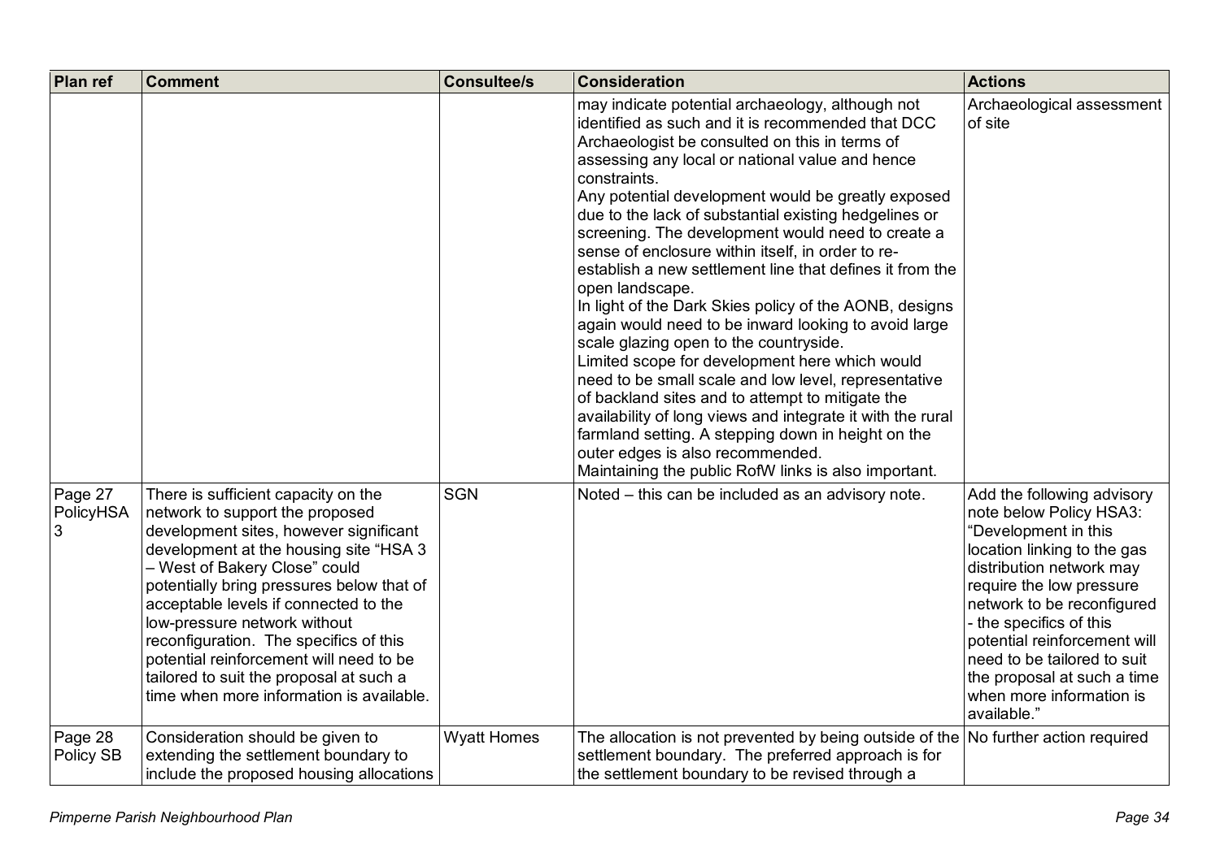| Plan ref | Comment | Consultee/s | Consideration | Actions |
|---|---|---|---|---|
| | | | may indicate potential archaeology, although not identified as such and it is recommended that DCC Archaeologist be consulted on this in terms of assessing any local or national value and hence constraints.<br>Any potential development would be greatly exposed due to the lack of substantial existing hedgelines or screening. The development would need to create a sense of enclosure within itself, in order to re-establish a new settlement line that defines it from the open landscape.<br>In light of the Dark Skies policy of the AONB, designs again would need to be inward looking to avoid large scale glazing open to the countryside.<br>Limited scope for development here which would need to be small scale and low level, representative of backland sites and to attempt to mitigate the availability of long views and integrate it with the rural farmland setting. A stepping down in height on the outer edges is also recommended.<br>Maintaining the public RofW links is also important. | Archaeological assessment of site |
| Page 27 PolicyHSA 3 | There is sufficient capacity on the network to support the proposed development sites, however significant development at the housing site "HSA 3 – West of Bakery Close" could potentially bring pressures below that of acceptable levels if connected to the low-pressure network without reconfiguration. The specifics of this potential reinforcement will need to be tailored to suit the proposal at such a time when more information is available. | SGN | Noted – this can be included as an advisory note. | Add the following advisory note below Policy HSA3: "Development in this location linking to the gas distribution network may require the low pressure network to be reconfigured - the specifics of this potential reinforcement will need to be tailored to suit the proposal at such a time when more information is available." |
| Page 28 Policy SB | Consideration should be given to extending the settlement boundary to include the proposed housing allocations | Wyatt Homes | The allocation is not prevented by being outside of the settlement boundary. The preferred approach is for the settlement boundary to be revised through a | No further action required |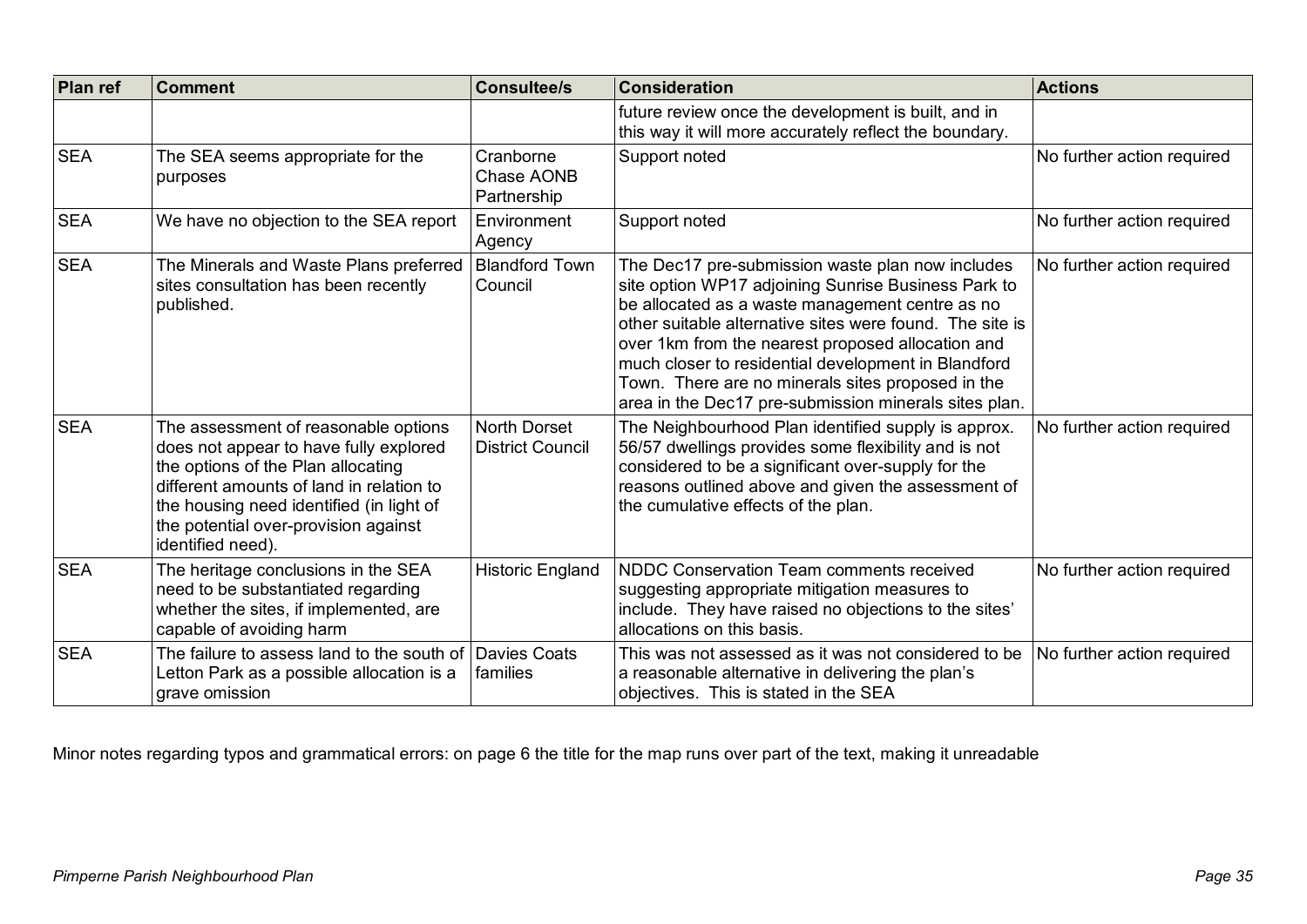| Plan ref | Comment | Consultee/s | Consideration | Actions |
|---|---|---|---|---|
| | | | future review once the development is built, and in this way it will more accurately reflect the boundary. | |
| SEA | The SEA seems appropriate for the purposes | Cranborne Chase AONB Partnership | Support noted | No further action required |
| SEA | We have no objection to the SEA report | Environment Agency | Support noted | No further action required |
| SEA | The Minerals and Waste Plans preferred sites consultation has been recently published. | Blandford Town Council | The Dec17 pre-submission waste plan now includes site option WP17 adjoining Sunrise Business Park to be allocated as a waste management centre as no other suitable alternative sites were found. The site is over 1km from the nearest proposed allocation and much closer to residential development in Blandford Town. There are no minerals sites proposed in the area in the Dec17 pre-submission minerals sites plan. | No further action required |
| SEA | The assessment of reasonable options does not appear to have fully explored the options of the Plan allocating different amounts of land in relation to the housing need identified (in light of the potential over-provision against identified need). | North Dorset District Council | The Neighbourhood Plan identified supply is approx. 56/57 dwellings provides some flexibility and is not considered to be a significant over-supply for the reasons outlined above and given the assessment of the cumulative effects of the plan. | No further action required |
| SEA | The heritage conclusions in the SEA need to be substantiated regarding whether the sites, if implemented, are capable of avoiding harm | Historic England | NDDC Conservation Team comments received suggesting appropriate mitigation measures to include. They have raised no objections to the sites' allocations on this basis. | No further action required |
| SEA | The failure to assess land to the south of Letton Park as a possible allocation is a grave omission | Davies Coats families | This was not assessed as it was not considered to be a reasonable alternative in delivering the plan's objectives. This is stated in the SEA | No further action required |

Minor notes regarding typos and grammatical errors: on page 6 the title for the map runs over part of the text, making it unreadable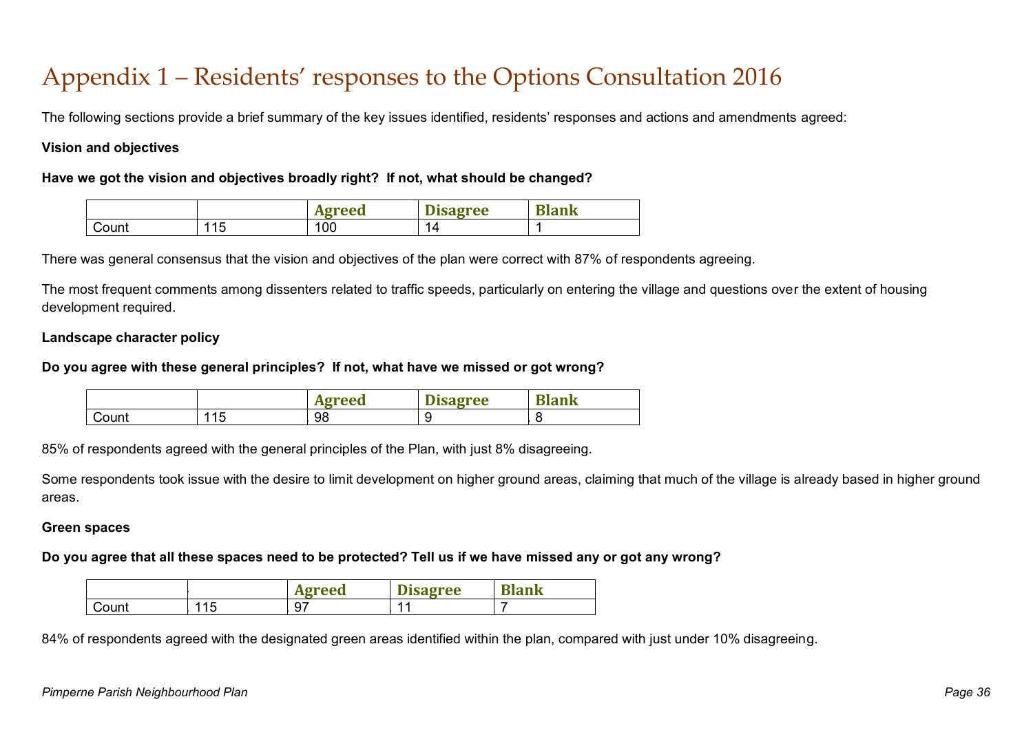# Appendix 1 – Residents' responses to the Options Consultation 2016

The following sections provide a brief summary of the key issues identified, residents' responses and actions and amendments agreed:

**Vision and objectives**

**Have we got the vision and objectives broadly right? If not, what should be changed?**

| | | Agreed | Disagree | Blank |
|---|---|---|---|---|
| Count | 115 | 100 | 14 | 1 |

There was general consensus that the vision and objectives of the plan were correct with 87% of respondents agreeing.

The most frequent comments among dissenters related to traffic speeds, particularly on entering the village and questions over the extent of housing development required.

**Landscape character policy**

**Do you agree with these general principles? If not, what have we missed or got wrong?**

| | | Agreed | Disagree | Blank |
|---|---|---|---|---|
| Count | 115 | 98 | 9 | 8 |

85% of respondents agreed with the general principles of the Plan, with just 8% disagreeing.

Some respondents took issue with the desire to limit development on higher ground areas, claiming that much of the village is already based in higher ground areas.

**Green spaces**

**Do you agree that all these spaces need to be protected? Tell us if we have missed any or got any wrong?**

| | | Agreed | Disagree | Blank |
|---|---|---|---|---|
| Count | 115 | 97 | 11 | 7 |

84% of respondents agreed with the designated green areas identified within the plan, compared with just under 10% disagreeing.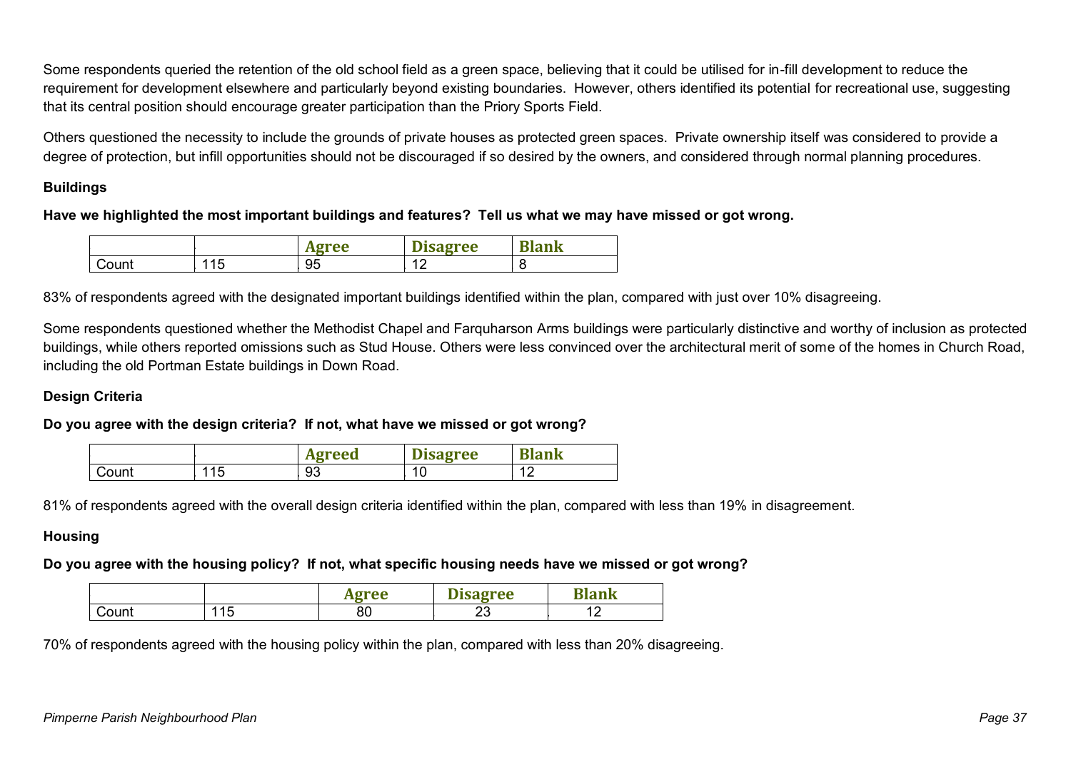Some respondents queried the retention of the old school field as a green space, believing that it could be utilised for in-fill development to reduce the requirement for development elsewhere and particularly beyond existing boundaries. However, others identified its potential for recreational use, suggesting that its central position should encourage greater participation than the Priory Sports Field.

Others questioned the necessity to include the grounds of private houses as protected green spaces. Private ownership itself was considered to provide a degree of protection, but infill opportunities should not be discouraged if so desired by the owners, and considered through normal planning procedures.

**Buildings**

**Have we highlighted the most important buildings and features? Tell us what we may have missed or got wrong.**

| | | Agree | Disagree | Blank |
|---|---|---|---|---|
| Count | 115 | 95 | 12 | 8 |

83% of respondents agreed with the designated important buildings identified within the plan, compared with just over 10% disagreeing.

Some respondents questioned whether the Methodist Chapel and Farquharson Arms buildings were particularly distinctive and worthy of inclusion as protected buildings, while others reported omissions such as Stud House. Others were less convinced over the architectural merit of some of the homes in Church Road, including the old Portman Estate buildings in Down Road.

**Design Criteria**

**Do you agree with the design criteria? If not, what have we missed or got wrong?**

| | | Agreed | Disagree | Blank |
|---|---|---|---|---|
| Count | 115 | 93 | 10 | 12 |

81% of respondents agreed with the overall design criteria identified within the plan, compared with less than 19% in disagreement.

**Housing**

**Do you agree with the housing policy? If not, what specific housing needs have we missed or got wrong?**

| | | Agree | Disagree | Blank |
|---|---|---|---|---|
| Count | 115 | 80 | 23 | 12 |

70% of respondents agreed with the housing policy within the plan, compared with less than 20% disagreeing.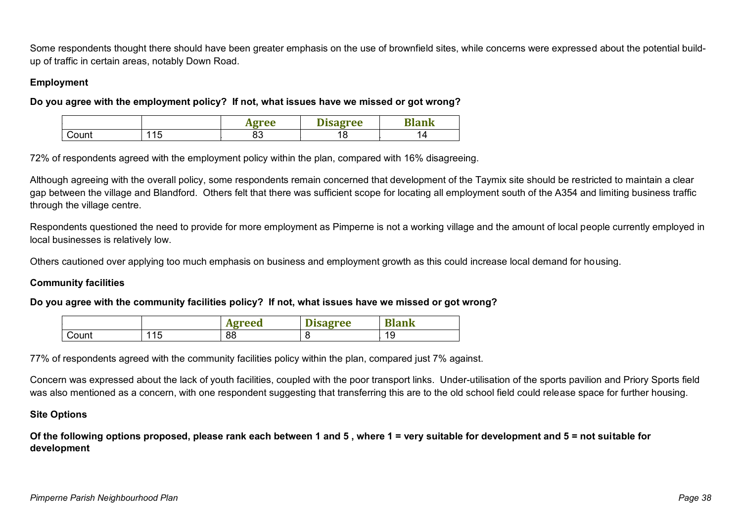Some respondents thought there should have been greater emphasis on the use of brownfield sites, while concerns were expressed about the potential build-up of traffic in certain areas, notably Down Road.

### Employment

**Do you agree with the employment policy? If not, what issues have we missed or got wrong?**

| | | Agree | Disagree | Blank |
|---|---|---|---|---|
| Count | 115 | 83 | 18 | 14 |

72% of respondents agreed with the employment policy within the plan, compared with 16% disagreeing.

Although agreeing with the overall policy, some respondents remain concerned that development of the Taymix site should be restricted to maintain a clear gap between the village and Blandford. Others felt that there was sufficient scope for locating all employment south of the A354 and limiting business traffic through the village centre.

Respondents questioned the need to provide for more employment as Pimperne is not a working village and the amount of local people currently employed in local businesses is relatively low.

Others cautioned over applying too much emphasis on business and employment growth as this could increase local demand for housing.

### Community facilities

**Do you agree with the community facilities policy? If not, what issues have we missed or got wrong?**

| | | Agreed | Disagree | Blank |
|---|---|---|---|---|
| Count | 115 | 88 | 8 | 19 |

77% of respondents agreed with the community facilities policy within the plan, compared just 7% against.

Concern was expressed about the lack of youth facilities, coupled with the poor transport links. Under-utilisation of the sports pavilion and Priory Sports field was also mentioned as a concern, with one respondent suggesting that transferring this are to the old school field could release space for further housing.

### Site Options

**Of the following options proposed, please rank each between 1 and 5 , where 1 = very suitable for development and 5 = not suitable for development**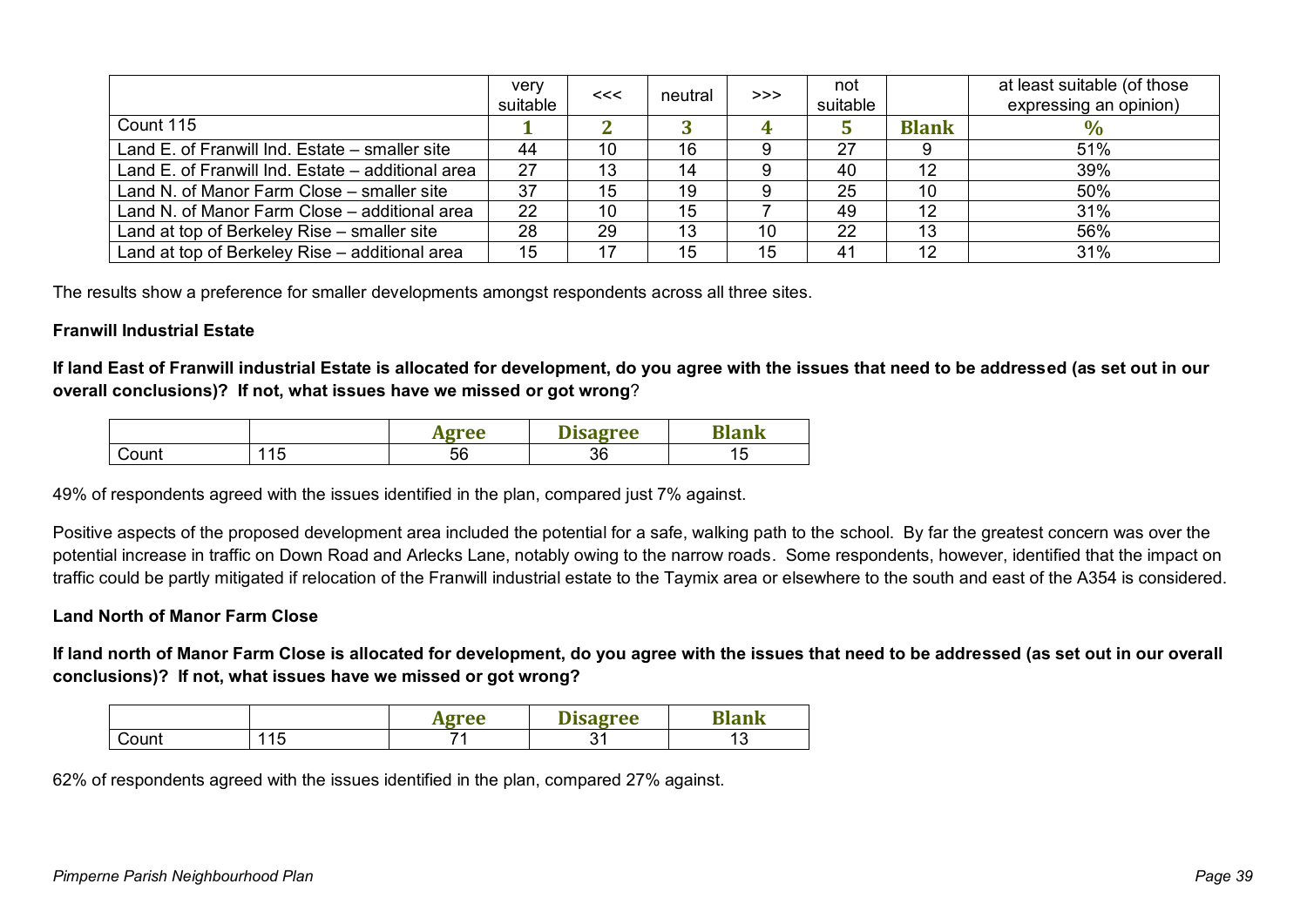| | very suitable | <<< | neutral | >>> | not suitable | | at least suitable (of those expressing an opinion) |
|---|---|---|---|---|---|---|---|
| Count 115 | **1** | **2** | **3** | **4** | **5** | **Blank** | **%** |
| Land E. of Franwill Ind. Estate – smaller site | 44 | 10 | 16 | 9 | 27 | 9 | 51% |
| Land E. of Franwill Ind. Estate – additional area | 27 | 13 | 14 | 9 | 40 | 12 | 39% |
| Land N. of Manor Farm Close – smaller site | 37 | 15 | 19 | 9 | 25 | 10 | 50% |
| Land N. of Manor Farm Close – additional area | 22 | 10 | 15 | 7 | 49 | 12 | 31% |
| Land at top of Berkeley Rise – smaller site | 28 | 29 | 13 | 10 | 22 | 13 | 56% |
| Land at top of Berkeley Rise – additional area | 15 | 17 | 15 | 15 | 41 | 12 | 31% |

The results show a preference for smaller developments amongst respondents across all three sites.

**Franwill Industrial Estate**

**If land East of Franwill industrial Estate is allocated for development, do you agree with the issues that need to be addressed (as set out in our overall conclusions)? If not, what issues have we missed or got wrong**?

| | | **Agree** | **Disagree** | **Blank** |
|---|---|---|---|---|
| Count | 115 | 56 | 36 | 15 |

49% of respondents agreed with the issues identified in the plan, compared just 7% against.

Positive aspects of the proposed development area included the potential for a safe, walking path to the school. By far the greatest concern was over the potential increase in traffic on Down Road and Arlecks Lane, notably owing to the narrow roads. Some respondents, however, identified that the impact on traffic could be partly mitigated if relocation of the Franwill industrial estate to the Taymix area or elsewhere to the south and east of the A354 is considered.

**Land North of Manor Farm Close**

**If land north of Manor Farm Close is allocated for development, do you agree with the issues that need to be addressed (as set out in our overall conclusions)? If not, what issues have we missed or got wrong?**

| | | **Agree** | **Disagree** | **Blank** |
|---|---|---|---|---|
| Count | 115 | 71 | 31 | 13 |

62% of respondents agreed with the issues identified in the plan, compared 27% against.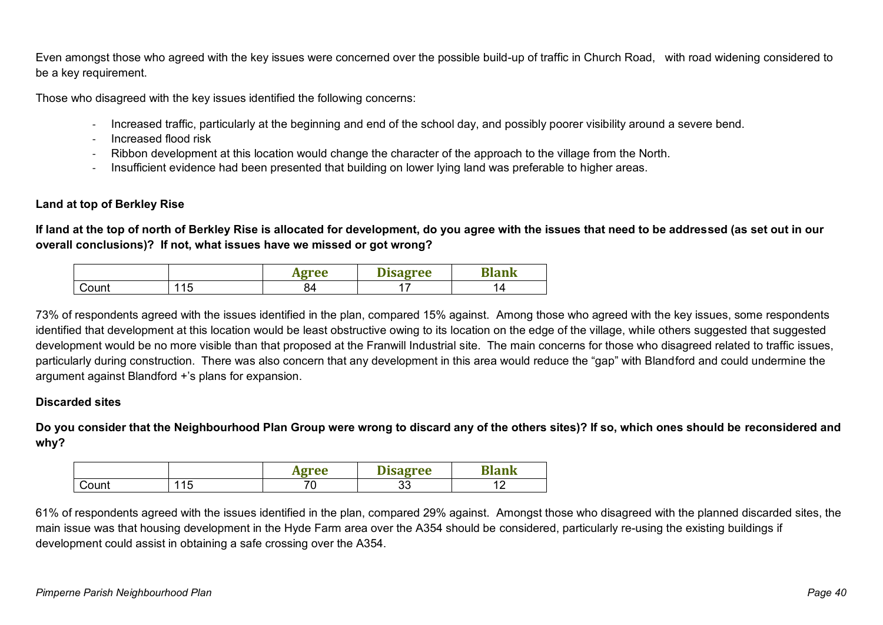Even amongst those who agreed with the key issues were concerned over the possible build-up of traffic in Church Road,   with road widening considered to be a key requirement.

Those who disagreed with the key issues identified the following concerns:

- Increased traffic, particularly at the beginning and end of the school day, and possibly poorer visibility around a severe bend.
- Increased flood risk
- Ribbon development at this location would change the character of the approach to the village from the North.
- Insufficient evidence had been presented that building on lower lying land was preferable to higher areas.

**Land at top of Berkley Rise**

**If land at the top of north of Berkley Rise is allocated for development, do you agree with the issues that need to be addressed (as set out in our overall conclusions)? If not, what issues have we missed or got wrong?**

| | | Agree | Disagree | Blank |
|---|---|---|---|---|
| Count | 115 | 84 | 17 | 14 |

73% of respondents agreed with the issues identified in the plan, compared 15% against. Among those who agreed with the key issues, some respondents identified that development at this location would be least obstructive owing to its location on the edge of the village, while others suggested that suggested development would be no more visible than that proposed at the Franwill Industrial site. The main concerns for those who disagreed related to traffic issues, particularly during construction. There was also concern that any development in this area would reduce the "gap" with Blandford and could undermine the argument against Blandford +'s plans for expansion.

**Discarded sites**

**Do you consider that the Neighbourhood Plan Group were wrong to discard any of the others sites)? If so, which ones should be reconsidered and why?**

| | | Agree | Disagree | Blank |
|---|---|---|---|---|
| Count | 115 | 70 | 33 | 12 |

61% of respondents agreed with the issues identified in the plan, compared 29% against. Amongst those who disagreed with the planned discarded sites, the main issue was that housing development in the Hyde Farm area over the A354 should be considered, particularly re-using the existing buildings if development could assist in obtaining a safe crossing over the A354.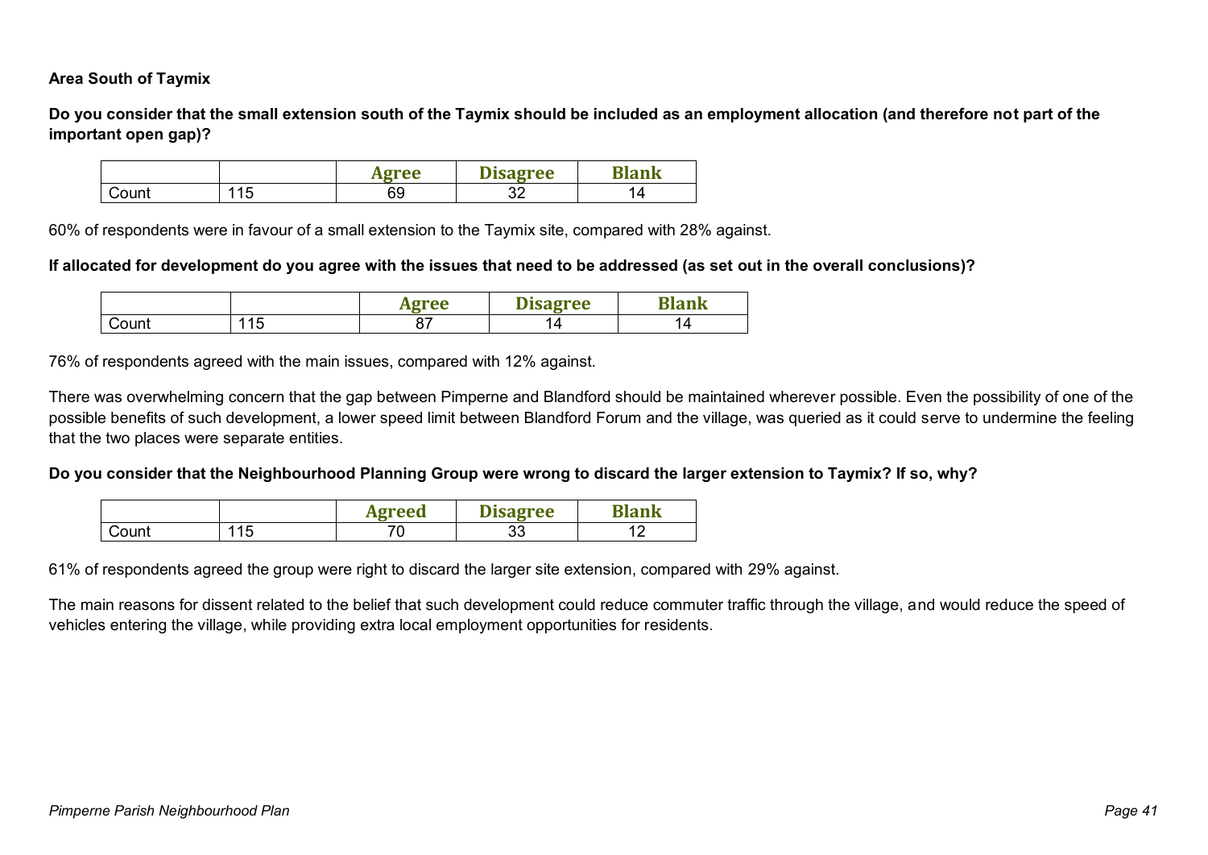**Area South of Taymix**

**Do you consider that the small extension south of the Taymix should be included as an employment allocation (and therefore not part of the important open gap)?**

| | | Agree | Disagree | Blank |
|---|---|---|---|---|
| Count | 115 | 69 | 32 | 14 |

60% of respondents were in favour of a small extension to the Taymix site, compared with 28% against.

**If allocated for development do you agree with the issues that need to be addressed (as set out in the overall conclusions)?**

| | | Agree | Disagree | Blank |
|---|---|---|---|---|
| Count | 115 | 87 | 14 | 14 |

76% of respondents agreed with the main issues, compared with 12% against.

There was overwhelming concern that the gap between Pimperne and Blandford should be maintained wherever possible. Even the possibility of one of the possible benefits of such development, a lower speed limit between Blandford Forum and the village, was queried as it could serve to undermine the feeling that the two places were separate entities.

**Do you consider that the Neighbourhood Planning Group were wrong to discard the larger extension to Taymix? If so, why?**

| | | Agreed | Disagree | Blank |
|---|---|---|---|---|
| Count | 115 | 70 | 33 | 12 |

61% of respondents agreed the group were right to discard the larger site extension, compared with 29% against.

The main reasons for dissent related to the belief that such development could reduce commuter traffic through the village, and would reduce the speed of vehicles entering the village, while providing extra local employment opportunities for residents.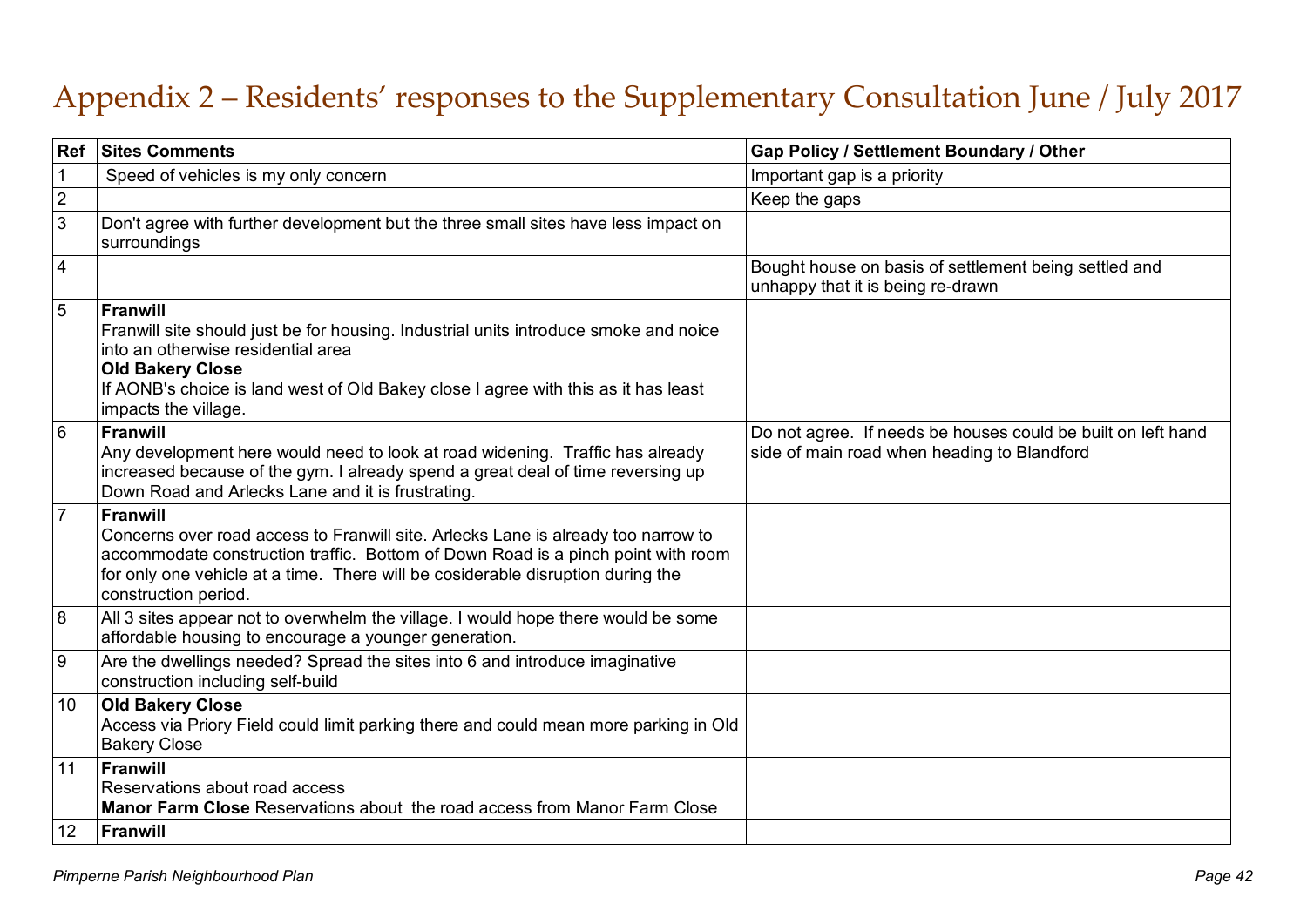# Appendix 2 – Residents' responses to the Supplementary Consultation June / July 2017

| Ref | Sites Comments | Gap Policy / Settlement Boundary / Other |
|---|---|---|
| 1 | Speed of vehicles is my only concern | Important gap is a priority |
| 2 | | Keep the gaps |
| 3 | Don't agree with further development but the three small sites have less impact on surroundings | |
| 4 | | Bought house on basis of settlement being settled and unhappy that it is being re-drawn |
| 5 | **Franwill**<br>Franwill site should just be for housing. Industrial units introduce smoke and noice into an otherwise residential area<br>**Old Bakery Close**<br>If AONB's choice is land west of Old Bakey close I agree with this as it has least impacts the village. | |
| 6 | **Franwill**<br>Any development here would need to look at road widening. Traffic has already increased because of the gym. I already spend a great deal of time reversing up Down Road and Arlecks Lane and it is frustrating. | Do not agree. If needs be houses could be built on left hand side of main road when heading to Blandford |
| 7 | **Franwill**<br>Concerns over road access to Franwill site. Arlecks Lane is already too narrow to accommodate construction traffic. Bottom of Down Road is a pinch point with room for only one vehicle at a time. There will be cosiderable disruption during the construction period. | |
| 8 | All 3 sites appear not to overwhelm the village. I would hope there would be some affordable housing to encourage a younger generation. | |
| 9 | Are the dwellings needed? Spread the sites into 6 and introduce imaginative construction including self-build | |
| 10 | **Old Bakery Close**<br>Access via Priory Field could limit parking there and could mean more parking in Old Bakery Close | |
| 11 | **Franwill**<br>Reservations about road access<br>**Manor Farm Close** Reservations about the road access from Manor Farm Close | |
| 12 | **Franwill** | |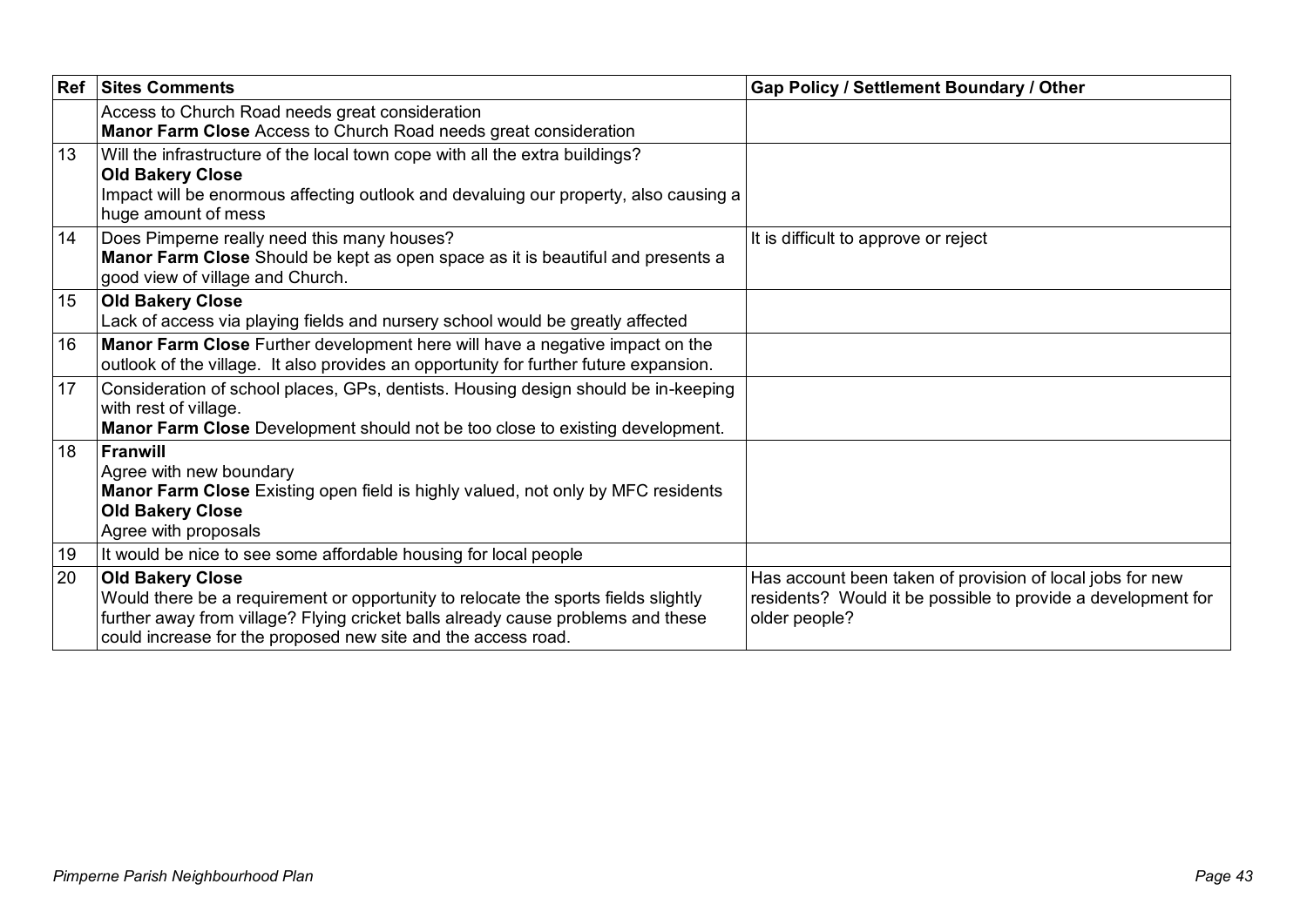| Ref | Sites Comments | Gap Policy / Settlement Boundary / Other |
|---|---|---|
| | Access to Church Road needs great consideration<br>**Manor Farm Close** Access to Church Road needs great consideration | |
| 13 | Will the infrastructure of the local town cope with all the extra buildings?<br>**Old Bakery Close**<br>Impact will be enormous affecting outlook and devaluing our property, also causing a huge amount of mess | |
| 14 | Does Pimperne really need this many houses?<br>**Manor Farm Close** Should be kept as open space as it is beautiful and presents a good view of village and Church. | It is difficult to approve or reject |
| 15 | **Old Bakery Close**<br>Lack of access via playing fields and nursery school would be greatly affected | |
| 16 | **Manor Farm Close** Further development here will have a negative impact on the outlook of the village. It also provides an opportunity for further future expansion. | |
| 17 | Consideration of school places, GPs, dentists. Housing design should be in-keeping with rest of village.<br>**Manor Farm Close** Development should not be too close to existing development. | |
| 18 | **Franwill**<br>Agree with new boundary<br>**Manor Farm Close** Existing open field is highly valued, not only by MFC residents<br>**Old Bakery Close**<br>Agree with proposals | |
| 19 | It would be nice to see some affordable housing for local people | |
| 20 | **Old Bakery Close**<br>Would there be a requirement or opportunity to relocate the sports fields slightly further away from village? Flying cricket balls already cause problems and these could increase for the proposed new site and the access road. | Has account been taken of provision of local jobs for new residents? Would it be possible to provide a development for older people? |